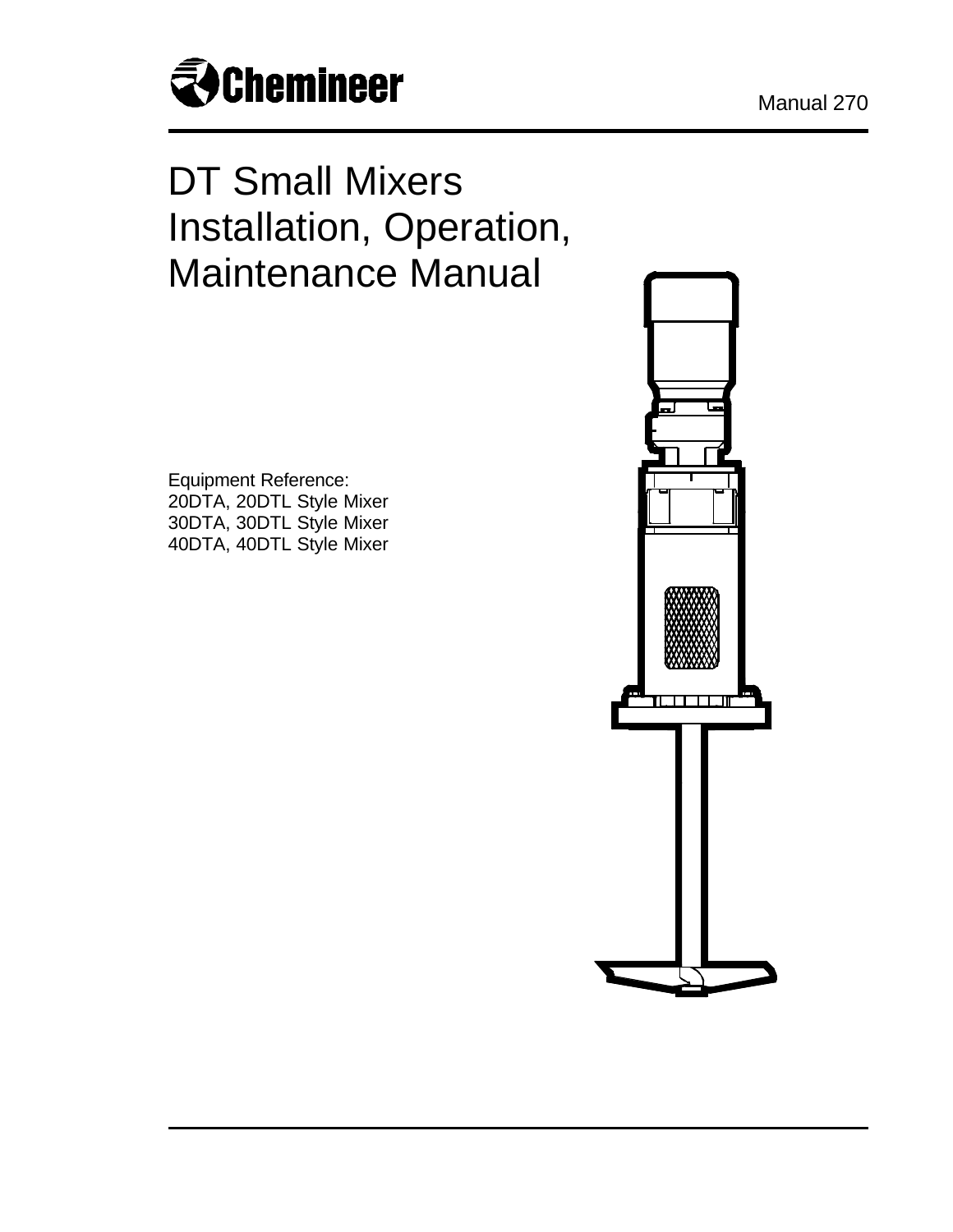Chemineer

Manual 270

# DT Small Mixers Installation, Operation, Maintenance Manual

Equipment Reference:
20DTA, 20DTL Style Mixer
30DTA, 30DTL Style Mixer
40DTA, 40DTL Style Mixer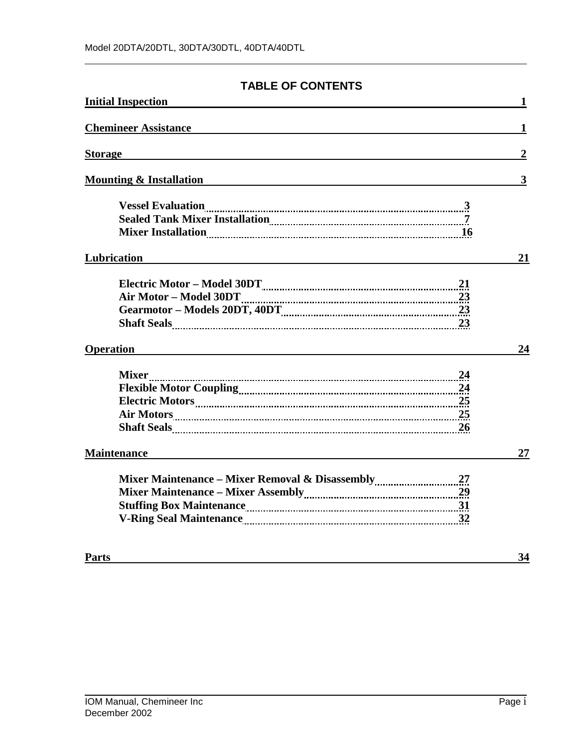# TABLE OF CONTENTS

**Initial Inspection** 1

**Chemineer Assistance** 1

**Storage** 2

**Mounting & Installation** 3

- **Vessel Evaluation** 3
- **Sealed Tank Mixer Installation** 7
- **Mixer Installation** 16

**Lubrication** 21

- **Electric Motor – Model 30DT** 21
- **Air Motor – Model 30DT** 23
- **Gearmotor – Models 20DT, 40DT** 23
- **Shaft Seals** 23

**Operation** 24

- **Mixer** 24
- **Flexible Motor Coupling** 24
- **Electric Motors** 25
- **Air Motors** 25
- **Shaft Seals** 26

**Maintenance** 27

- **Mixer Maintenance – Mixer Removal & Disassembly** 27
- **Mixer Maintenance – Mixer Assembly** 29
- **Stuffing Box Maintenance** 31
- **V-Ring Seal Maintenance** 32

**Parts** 34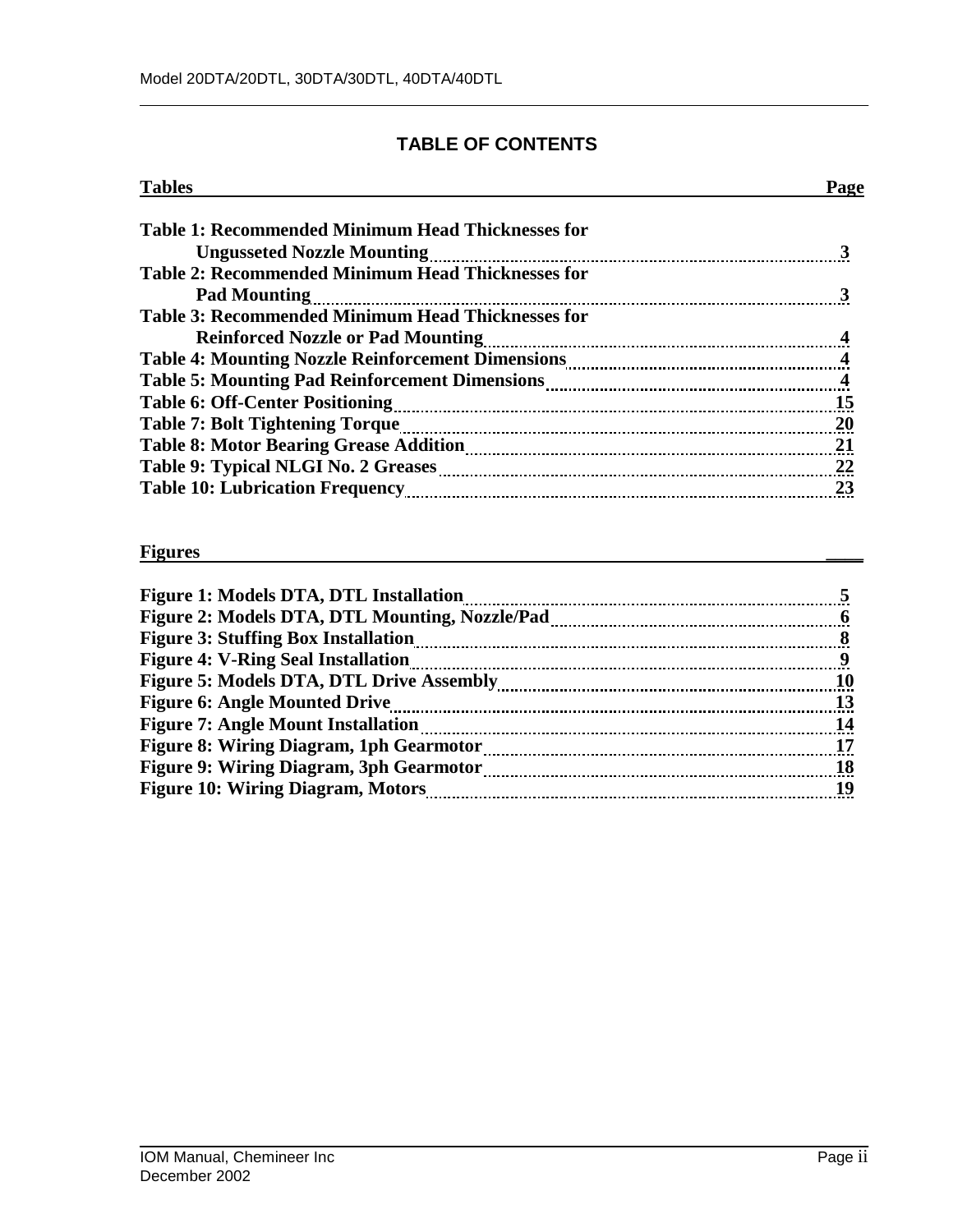## TABLE OF CONTENTS

| Tables | Page |
|---|---|
| **Table 1: Recommended Minimum Head Thicknesses for Ungusseted Nozzle Mounting** | **3** |
| **Table 2: Recommended Minimum Head Thicknesses for Pad Mounting** | **3** |
| **Table 3: Recommended Minimum Head Thicknesses for Reinforced Nozzle or Pad Mounting** | **4** |
| **Table 4: Mounting Nozzle Reinforcement Dimensions** | **4** |
| **Table 5: Mounting Pad Reinforcement Dimensions** | **4** |
| **Table 6: Off-Center Positioning** | **15** |
| **Table 7: Bolt Tightening Torque** | **20** |
| **Table 8: Motor Bearing Grease Addition** | **21** |
| **Table 9: Typical NLGI No. 2 Greases** | **22** |
| **Table 10: Lubrication Frequency** | **23** |

| Figures | |
|---|---|
| **Figure 1: Models DTA, DTL Installation** | **5** |
| **Figure 2: Models DTA, DTL Mounting, Nozzle/Pad** | **6** |
| **Figure 3: Stuffing Box Installation** | **8** |
| **Figure 4: V-Ring Seal Installation** | **9** |
| **Figure 5: Models DTA, DTL Drive Assembly** | **10** |
| **Figure 6: Angle Mounted Drive** | **13** |
| **Figure 7: Angle Mount Installation** | **14** |
| **Figure 8: Wiring Diagram, 1ph Gearmotor** | **17** |
| **Figure 9: Wiring Diagram, 3ph Gearmotor** | **18** |
| **Figure 10: Wiring Diagram, Motors** | **19** |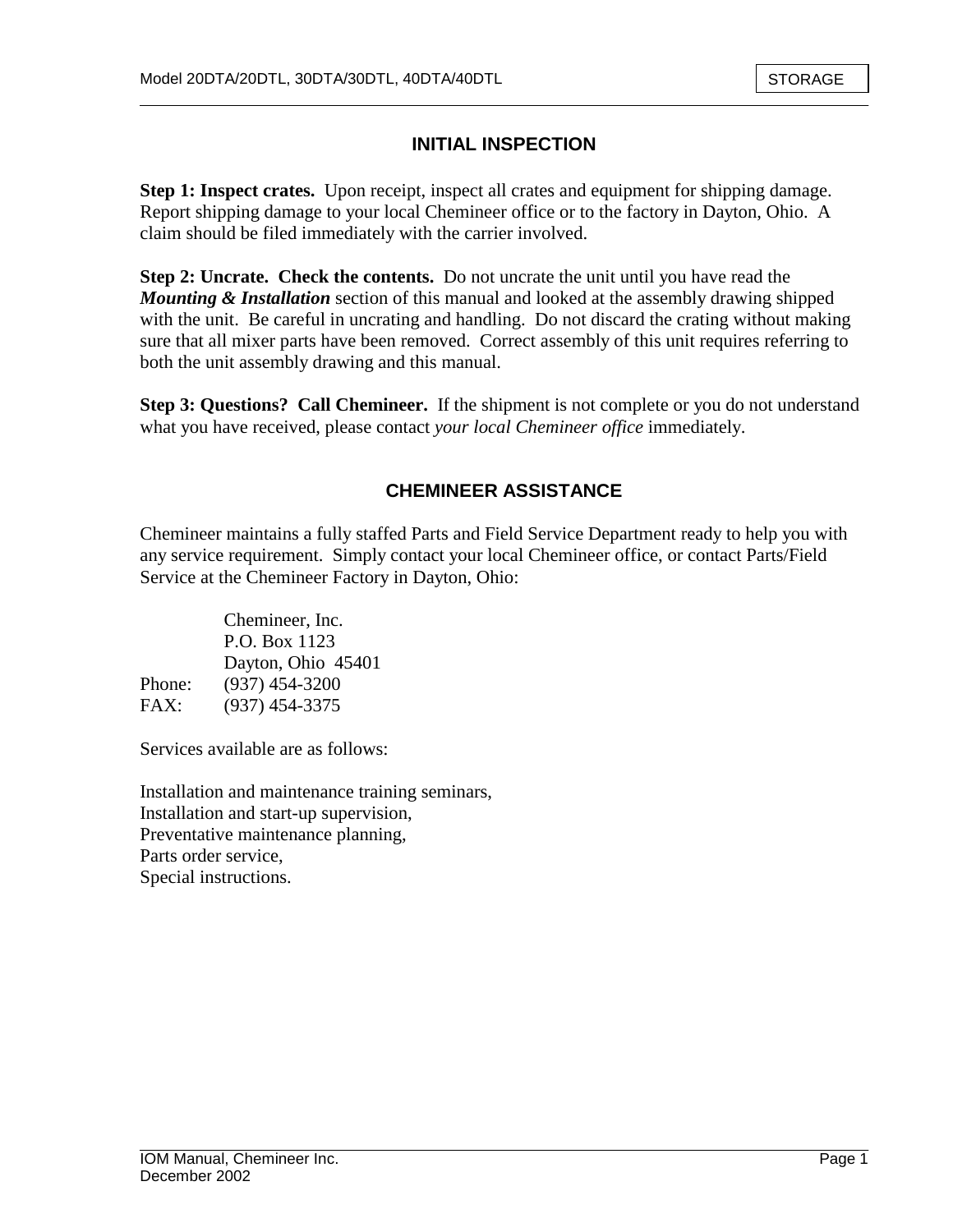## INITIAL INSPECTION

**Step 1: Inspect crates.** Upon receipt, inspect all crates and equipment for shipping damage. Report shipping damage to your local Chemineer office or to the factory in Dayton, Ohio. A claim should be filed immediately with the carrier involved.

**Step 2: Uncrate. Check the contents.** Do not uncrate the unit until you have read the ***Mounting & Installation*** section of this manual and looked at the assembly drawing shipped with the unit. Be careful in uncrating and handling. Do not discard the crating without making sure that all mixer parts have been removed. Correct assembly of this unit requires referring to both the unit assembly drawing and this manual.

**Step 3: Questions? Call Chemineer.** If the shipment is not complete or you do not understand what you have received, please contact *your local Chemineer office* immediately.

## CHEMINEER ASSISTANCE

Chemineer maintains a fully staffed Parts and Field Service Department ready to help you with any service requirement. Simply contact your local Chemineer office, or contact Parts/Field Service at the Chemineer Factory in Dayton, Ohio:

Chemineer, Inc.
P.O. Box 1123
Dayton, Ohio 45401
Phone: (937) 454-3200
FAX: (937) 454-3375

Services available are as follows:

Installation and maintenance training seminars,
Installation and start-up supervision,
Preventative maintenance planning,
Parts order service,
Special instructions.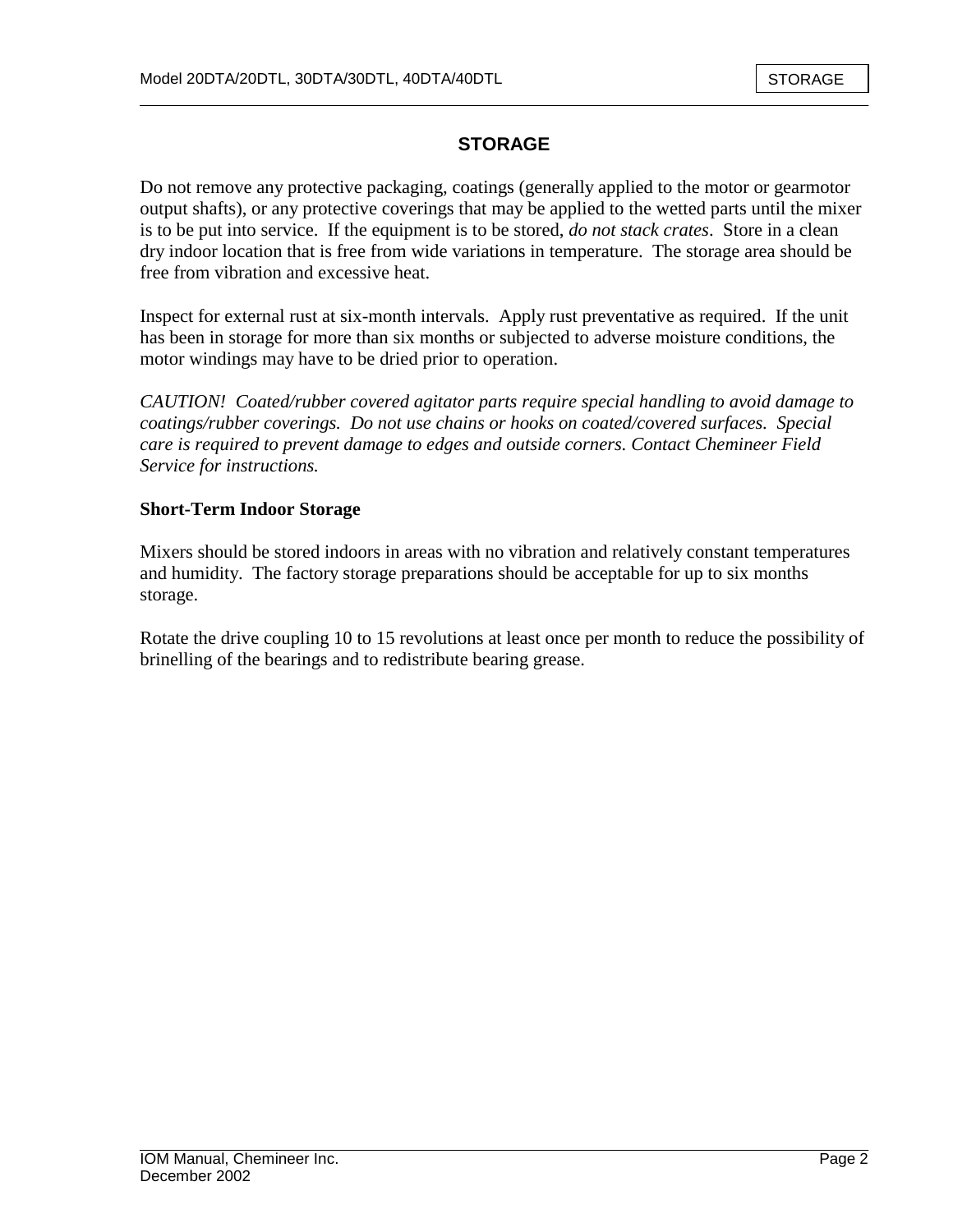## STORAGE

Do not remove any protective packaging, coatings (generally applied to the motor or gearmotor output shafts), or any protective coverings that may be applied to the wetted parts until the mixer is to be put into service. If the equipment is to be stored, *do not stack crates*. Store in a clean dry indoor location that is free from wide variations in temperature. The storage area should be free from vibration and excessive heat.

Inspect for external rust at six-month intervals. Apply rust preventative as required. If the unit has been in storage for more than six months or subjected to adverse moisture conditions, the motor windings may have to be dried prior to operation.

*CAUTION! Coated/rubber covered agitator parts require special handling to avoid damage to coatings/rubber coverings. Do not use chains or hooks on coated/covered surfaces. Special care is required to prevent damage to edges and outside corners. Contact Chemineer Field Service for instructions.*

### Short-Term Indoor Storage

Mixers should be stored indoors in areas with no vibration and relatively constant temperatures and humidity. The factory storage preparations should be acceptable for up to six months storage.

Rotate the drive coupling 10 to 15 revolutions at least once per month to reduce the possibility of brinelling of the bearings and to redistribute bearing grease.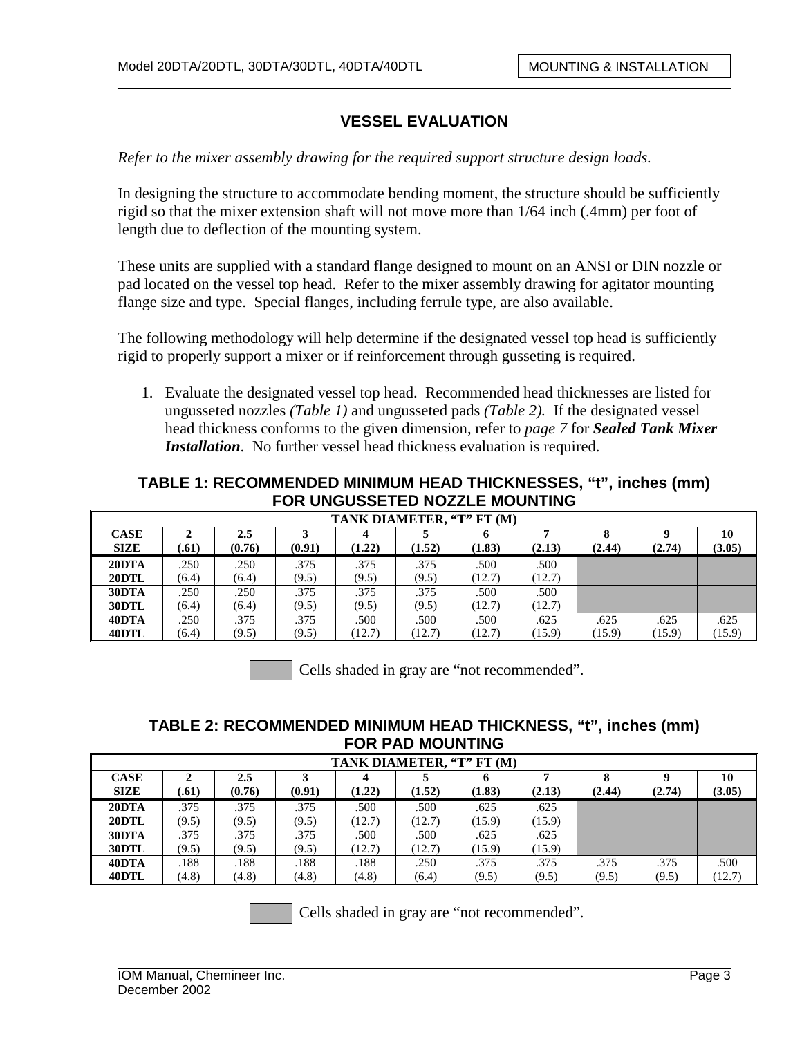## VESSEL EVALUATION

*Refer to the mixer assembly drawing for the required support structure design loads.*

In designing the structure to accommodate bending moment, the structure should be sufficiently rigid so that the mixer extension shaft will not move more than 1/64 inch (.4mm) per foot of length due to deflection of the mounting system.

These units are supplied with a standard flange designed to mount on an ANSI or DIN nozzle or pad located on the vessel top head. Refer to the mixer assembly drawing for agitator mounting flange size and type. Special flanges, including ferrule type, are also available.

The following methodology will help determine if the designated vessel top head is sufficiently rigid to properly support a mixer or if reinforcement through gusseting is required.

1. Evaluate the designated vessel top head. Recommended head thicknesses are listed for ungusseted nozzles *(Table 1)* and ungusseted pads *(Table 2)*. If the designated vessel head thickness conforms to the given dimension, refer to *page 7* for ***Sealed Tank Mixer Installation***. No further vessel head thickness evaluation is required.

### TABLE 1: RECOMMENDED MINIMUM HEAD THICKNESSES, "t", inches (mm) FOR UNGUSSETED NOZZLE MOUNTING

| | TANK DIAMETER, "T" FT (M) | | | | | | | | | |
|---|---|---|---|---|---|---|---|---|---|---|
| **CASE SIZE** | **2 (.61)** | **2.5 (0.76)** | **3 (0.91)** | **4 (1.22)** | **5 (1.52)** | **6 (1.83)** | **7 (2.13)** | **8 (2.44)** | **9 (2.74)** | **10 (3.05)** |
| **20DTA 20DTL** | .250 (6.4) | .250 (6.4) | .375 (9.5) | .375 (9.5) | .375 (9.5) | .500 (12.7) | .500 (12.7) | | | |
| **30DTA 30DTL** | .250 (6.4) | .250 (6.4) | .375 (9.5) | .375 (9.5) | .375 (9.5) | .500 (12.7) | .500 (12.7) | | | |
| **40DTA 40DTL** | .250 (6.4) | .375 (9.5) | .375 (9.5) | .500 (12.7) | .500 (12.7) | .500 (12.7) | .625 (15.9) | .625 (15.9) | .625 (15.9) | .625 (15.9) |

Cells shaded in gray are "not recommended".

### TABLE 2: RECOMMENDED MINIMUM HEAD THICKNESS, "t", inches (mm) FOR PAD MOUNTING

| | TANK DIAMETER, "T" FT (M) | | | | | | | | | |
|---|---|---|---|---|---|---|---|---|---|---|
| **CASE SIZE** | **2 (.61)** | **2.5 (0.76)** | **3 (0.91)** | **4 (1.22)** | **5 (1.52)** | **6 (1.83)** | **7 (2.13)** | **8 (2.44)** | **9 (2.74)** | **10 (3.05)** |
| **20DTA 20DTL** | .375 (9.5) | .375 (9.5) | .375 (9.5) | .500 (12.7) | .500 (12.7) | .625 (15.9) | .625 (15.9) | | | |
| **30DTA 30DTL** | .375 (9.5) | .375 (9.5) | .375 (9.5) | .500 (12.7) | .500 (12.7) | .625 (15.9) | .625 (15.9) | | | |
| **40DTA 40DTL** | .188 (4.8) | .188 (4.8) | .188 (4.8) | .188 (4.8) | .250 (6.4) | .375 (9.5) | .375 (9.5) | .375 (9.5) | .375 (9.5) | .500 (12.7) |

Cells shaded in gray are "not recommended".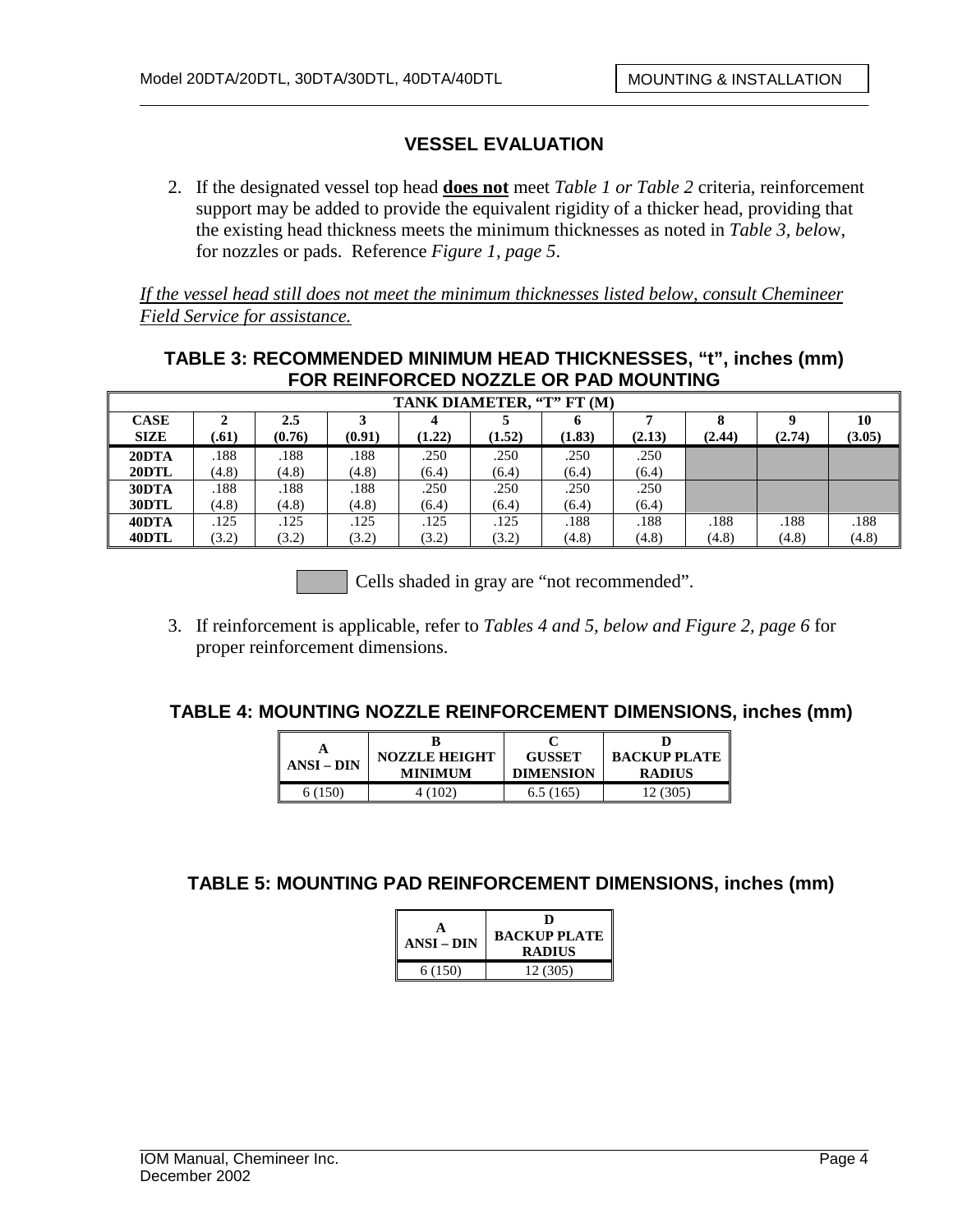## VESSEL EVALUATION

2. If the designated vessel top head **does not** meet *Table 1 or Table 2* criteria, reinforcement support may be added to provide the equivalent rigidity of a thicker head, providing that the existing head thickness meets the minimum thicknesses as noted in *Table 3, below*, for nozzles or pads. Reference *Figure 1, page 5*.

*If the vessel head still does not meet the minimum thicknesses listed below, consult Chemineer Field Service for assistance.*

### TABLE 3: RECOMMENDED MINIMUM HEAD THICKNESSES, "t", inches (mm) FOR REINFORCED NOZZLE OR PAD MOUNTING

| | TANK DIAMETER, "T" FT (M) | | | | | | | | | |
|---|---|---|---|---|---|---|---|---|---|---|
| **CASE SIZE** | **2 (.61)** | **2.5 (0.76)** | **3 (0.91)** | **4 (1.22)** | **5 (1.52)** | **6 (1.83)** | **7 (2.13)** | **8 (2.44)** | **9 (2.74)** | **10 (3.05)** |
| **20DTA 20DTL** | .188 (4.8) | .188 (4.8) | .188 (4.8) | .250 (6.4) | .250 (6.4) | .250 (6.4) | .250 (6.4) | | | |
| **30DTA 30DTL** | .188 (4.8) | .188 (4.8) | .188 (4.8) | .250 (6.4) | .250 (6.4) | .250 (6.4) | .250 (6.4) | | | |
| **40DTA 40DTL** | .125 (3.2) | .125 (3.2) | .125 (3.2) | .125 (3.2) | .125 (3.2) | .188 (4.8) | .188 (4.8) | .188 (4.8) | .188 (4.8) | .188 (4.8) |

Cells shaded in gray are "not recommended". (Gray-shaded cells: 20DTA/20DTL and 30DTA/30DTL at 8, 9 and 10 ft.)

3. If reinforcement is applicable, refer to *Tables 4 and 5, below and Figure 2, page 6* for proper reinforcement dimensions.

### TABLE 4: MOUNTING NOZZLE REINFORCEMENT DIMENSIONS, inches (mm)

| A ANSI – DIN | B NOZZLE HEIGHT MINIMUM | C GUSSET DIMENSION | D BACKUP PLATE RADIUS |
|---|---|---|---|
| 6 (150) | 4 (102) | 6.5 (165) | 12 (305) |

### TABLE 5: MOUNTING PAD REINFORCEMENT DIMENSIONS, inches (mm)

| A ANSI – DIN | D BACKUP PLATE RADIUS |
|---|---|
| 6 (150) | 12 (305) |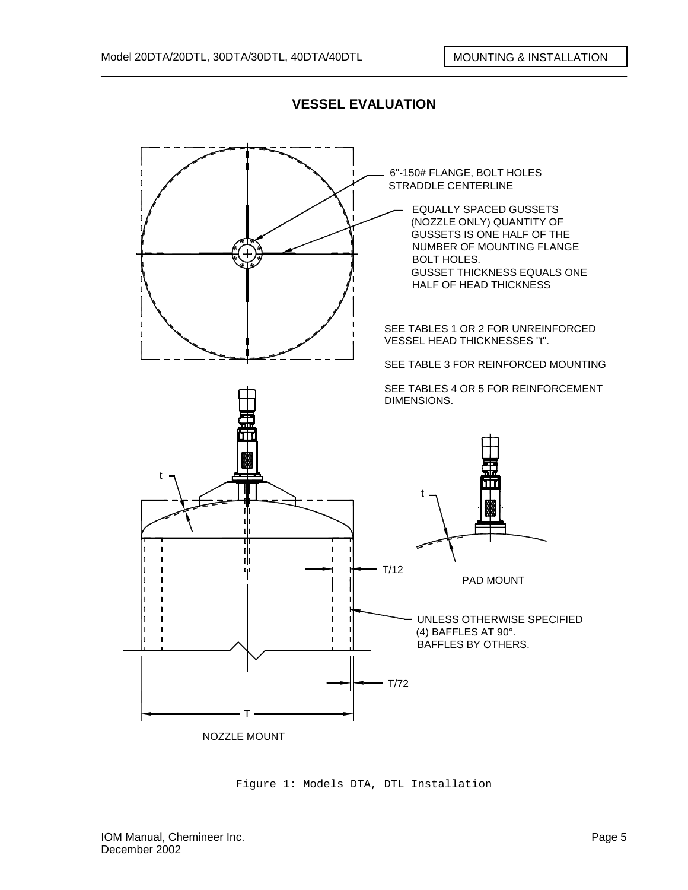## VESSEL EVALUATION

6"-150# FLANGE, BOLT HOLES STRADDLE CENTERLINE

EQUALLY SPACED GUSSETS (NOZZLE ONLY) QUANTITY OF GUSSETS IS ONE HALF OF THE NUMBER OF MOUNTING FLANGE BOLT HOLES.
GUSSET THICKNESS EQUALS ONE HALF OF HEAD THICKNESS

SEE TABLES 1 OR 2 FOR UNREINFORCED VESSEL HEAD THICKNESSES "t".

SEE TABLE 3 FOR REINFORCED MOUNTING

SEE TABLES 4 OR 5 FOR REINFORCEMENT DIMENSIONS.

t

T/12

PAD MOUNT

UNLESS OTHERWISE SPECIFIED (4) BAFFLES AT 90°.
BAFFLES BY OTHERS.

T/72

T

NOZZLE MOUNT

Figure 1: Models DTA, DTL Installation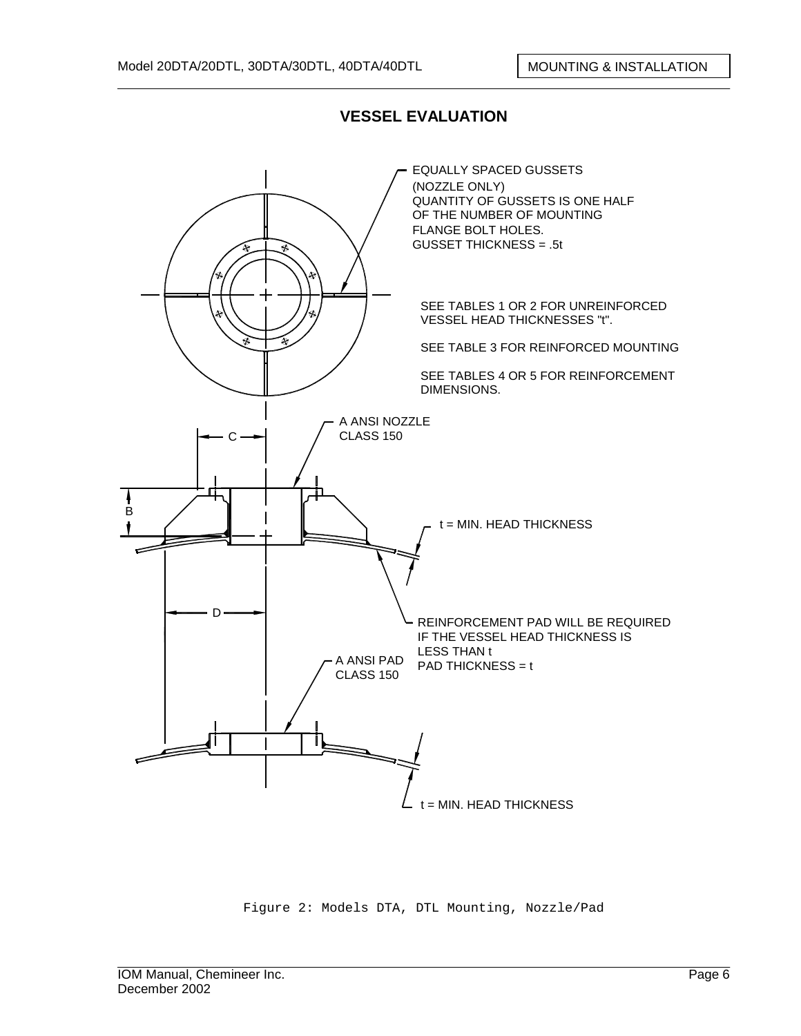## VESSEL EVALUATION

EQUALLY SPACED GUSSETS
(NOZZLE ONLY)
QUANTITY OF GUSSETS IS ONE HALF
OF THE NUMBER OF MOUNTING
FLANGE BOLT HOLES.
GUSSET THICKNESS = .5t

SEE TABLES 1 OR 2 FOR UNREINFORCED VESSEL HEAD THICKNESSES "t".

SEE TABLE 3 FOR REINFORCED MOUNTING

SEE TABLES 4 OR 5 FOR REINFORCEMENT DIMENSIONS.

A ANSI NOZZLE
CLASS 150

C

B

t = MIN. HEAD THICKNESS

D

REINFORCEMENT PAD WILL BE REQUIRED
IF THE VESSEL HEAD THICKNESS IS
LESS THAN t
PAD THICKNESS = t

A ANSI PAD
CLASS 150

t = MIN. HEAD THICKNESS

Figure 2: Models DTA, DTL Mounting, Nozzle/Pad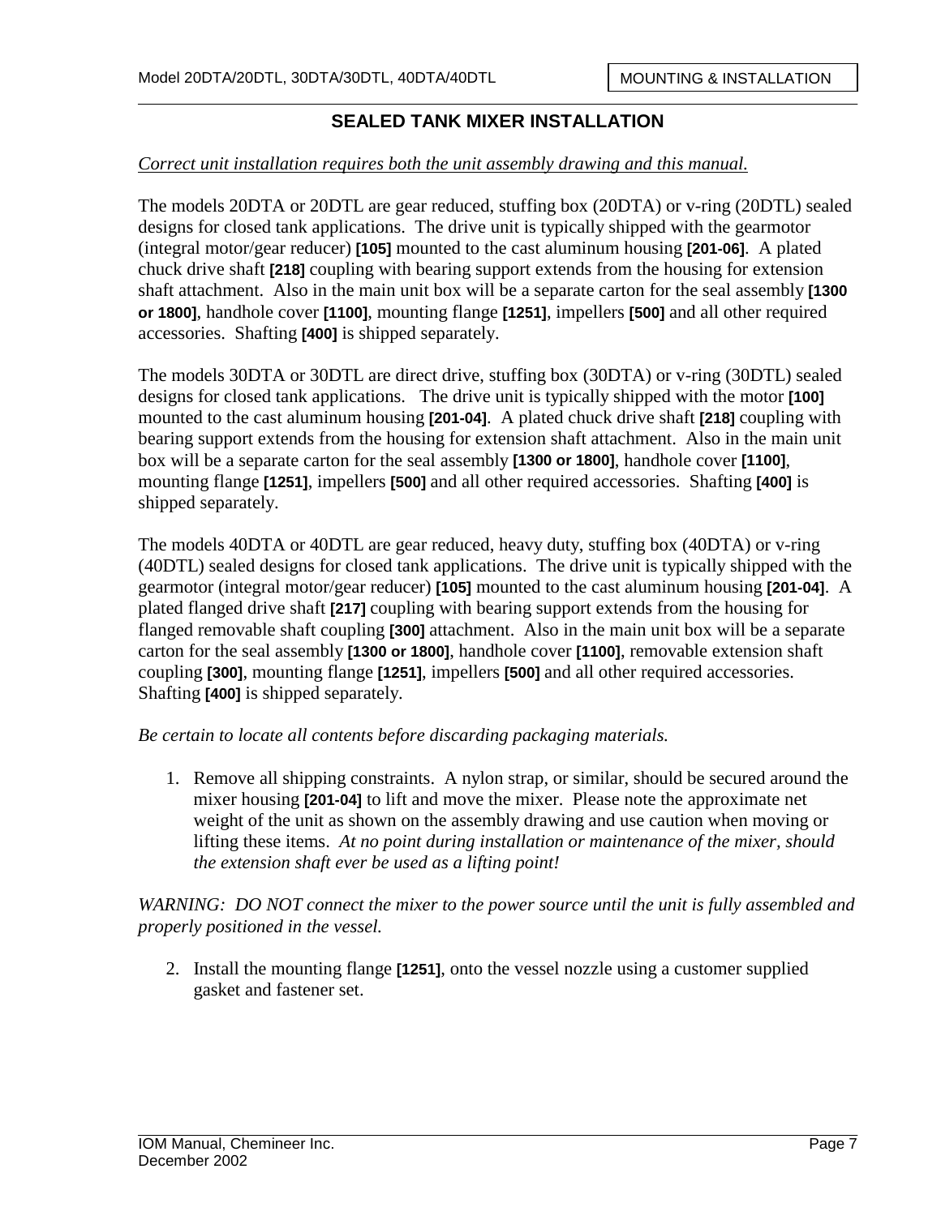## SEALED TANK MIXER INSTALLATION

_Correct unit installation requires both the unit assembly drawing and this manual._

The models 20DTA or 20DTL are gear reduced, stuffing box (20DTA) or v-ring (20DTL) sealed designs for closed tank applications. The drive unit is typically shipped with the gearmotor (integral motor/gear reducer) **[105]** mounted to the cast aluminum housing **[201-06]**. A plated chuck drive shaft **[218]** coupling with bearing support extends from the housing for extension shaft attachment. Also in the main unit box will be a separate carton for the seal assembly **[1300 or 1800]**, handhole cover **[1100]**, mounting flange **[1251]**, impellers **[500]** and all other required accessories. Shafting **[400]** is shipped separately.

The models 30DTA or 30DTL are direct drive, stuffing box (30DTA) or v-ring (30DTL) sealed designs for closed tank applications. The drive unit is typically shipped with the motor **[100]** mounted to the cast aluminum housing **[201-04]**. A plated chuck drive shaft **[218]** coupling with bearing support extends from the housing for extension shaft attachment. Also in the main unit box will be a separate carton for the seal assembly **[1300 or 1800]**, handhole cover **[1100]**, mounting flange **[1251]**, impellers **[500]** and all other required accessories. Shafting **[400]** is shipped separately.

The models 40DTA or 40DTL are gear reduced, heavy duty, stuffing box (40DTA) or v-ring (40DTL) sealed designs for closed tank applications. The drive unit is typically shipped with the gearmotor (integral motor/gear reducer) **[105]** mounted to the cast aluminum housing **[201-04]**. A plated flanged drive shaft **[217]** coupling with bearing support extends from the housing for flanged removable shaft coupling **[300]** attachment. Also in the main unit box will be a separate carton for the seal assembly **[1300 or 1800]**, handhole cover **[1100]**, removable extension shaft coupling **[300]**, mounting flange **[1251]**, impellers **[500]** and all other required accessories. Shafting **[400]** is shipped separately.

*Be certain to locate all contents before discarding packaging materials.*

1. Remove all shipping constraints. A nylon strap, or similar, should be secured around the mixer housing **[201-04]** to lift and move the mixer. Please note the approximate net weight of the unit as shown on the assembly drawing and use caution when moving or lifting these items. *At no point during installation or maintenance of the mixer, should the extension shaft ever be used as a lifting point!*

*WARNING: DO NOT connect the mixer to the power source until the unit is fully assembled and properly positioned in the vessel.*

2. Install the mounting flange **[1251]**, onto the vessel nozzle using a customer supplied gasket and fastener set.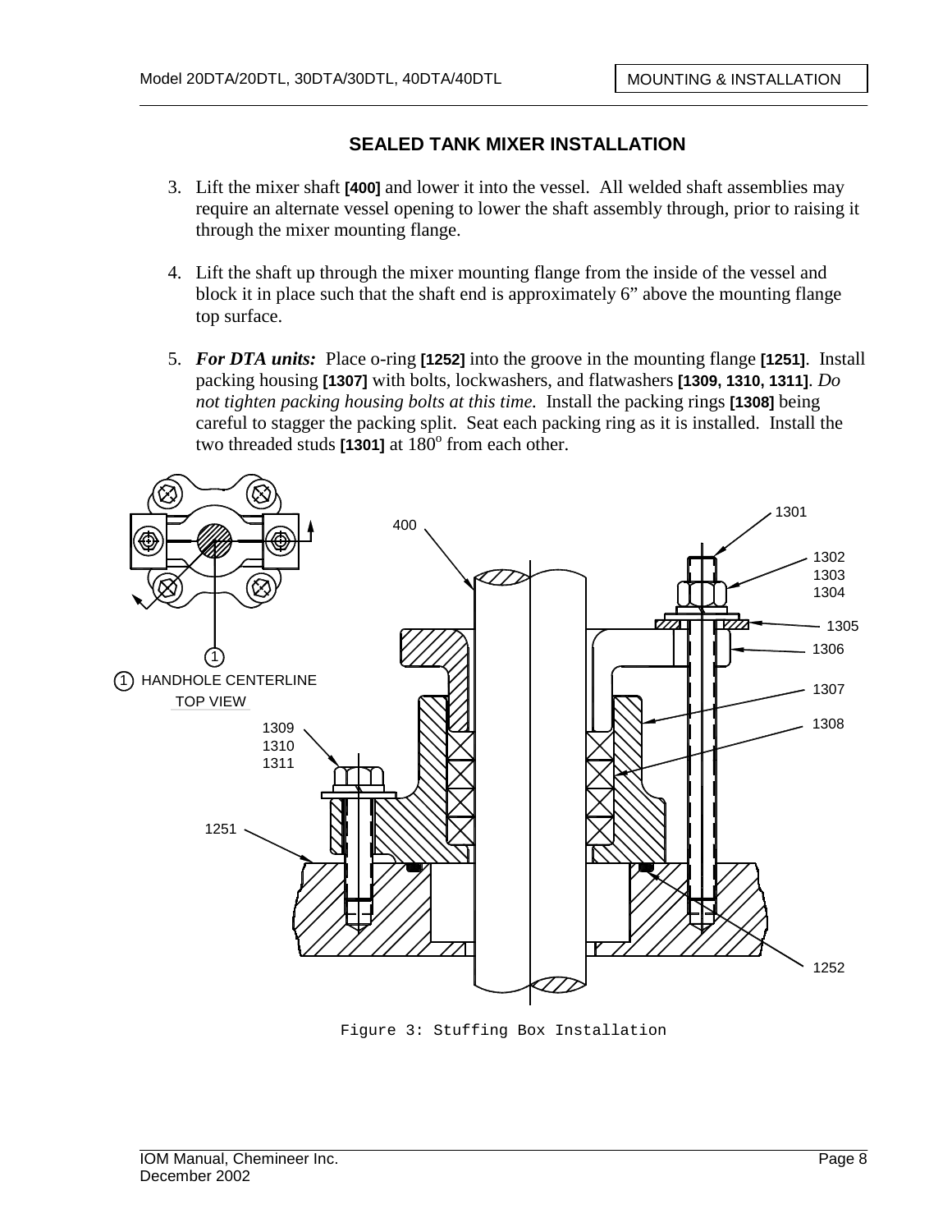## SEALED TANK MIXER INSTALLATION

3. Lift the mixer shaft **[400]** and lower it into the vessel. All welded shaft assemblies may require an alternate vessel opening to lower the shaft assembly through, prior to raising it through the mixer mounting flange.

4. Lift the shaft up through the mixer mounting flange from the inside of the vessel and block it in place such that the shaft end is approximately 6" above the mounting flange top surface.

5. ***For DTA units:*** Place o-ring **[1252]** into the groove in the mounting flange **[1251]**. Install packing housing **[1307]** with bolts, lockwashers, and flatwashers **[1309, 1310, 1311]**. *Do not tighten packing housing bolts at this time.* Install the packing rings **[1308]** being careful to stagger the packing split. Seat each packing ring as it is installed. Install the two threaded studs **[1301]** at 180° from each other.

Figure 3: Stuffing Box Installation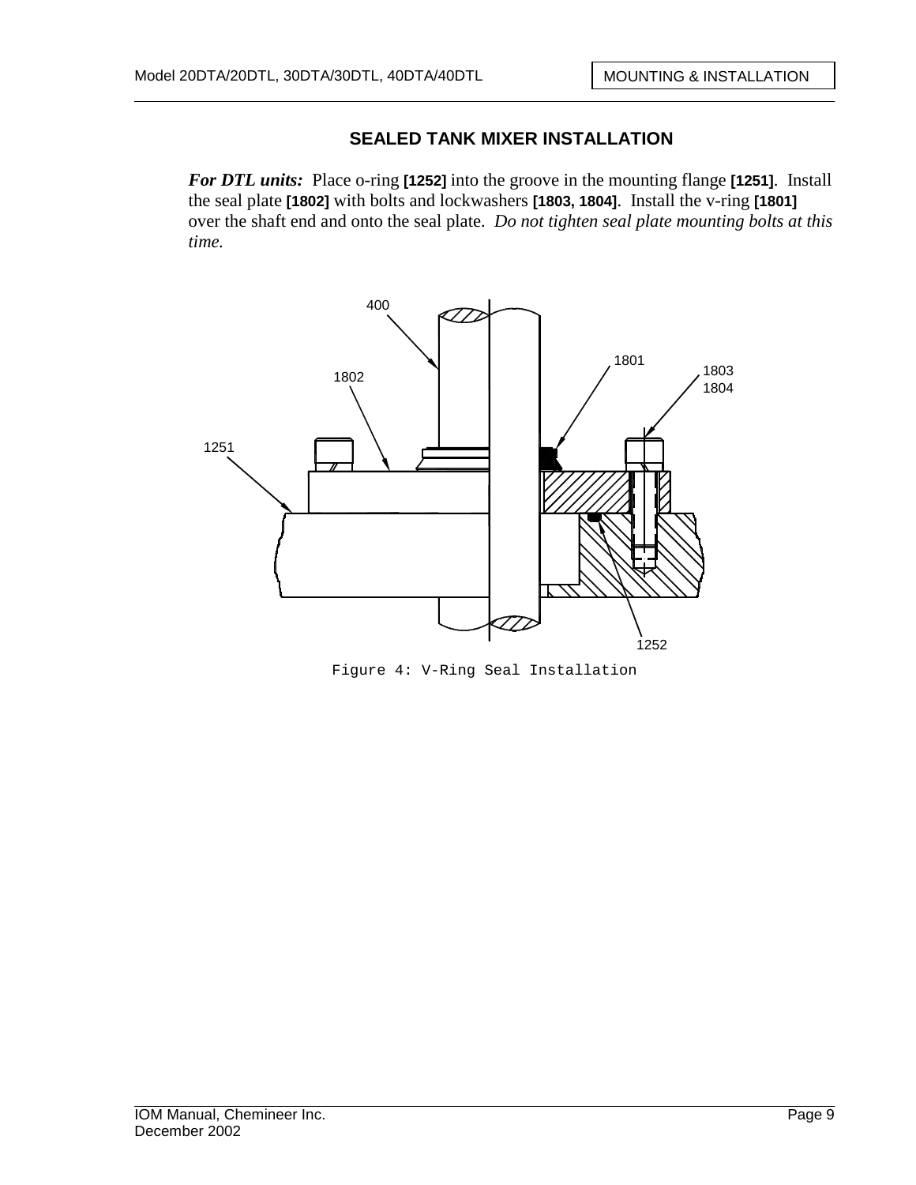## SEALED TANK MIXER INSTALLATION

***For DTL units:*** Place o-ring **[1252]** into the groove in the mounting flange **[1251]**. Install the seal plate **[1802]** with bolts and lockwashers **[1803, 1804]**. Install the v-ring **[1801]** over the shaft end and onto the seal plate. *Do not tighten seal plate mounting bolts at this time.*

400

1802

1801

1803
1804

1251

1252

Figure 4: V-Ring Seal Installation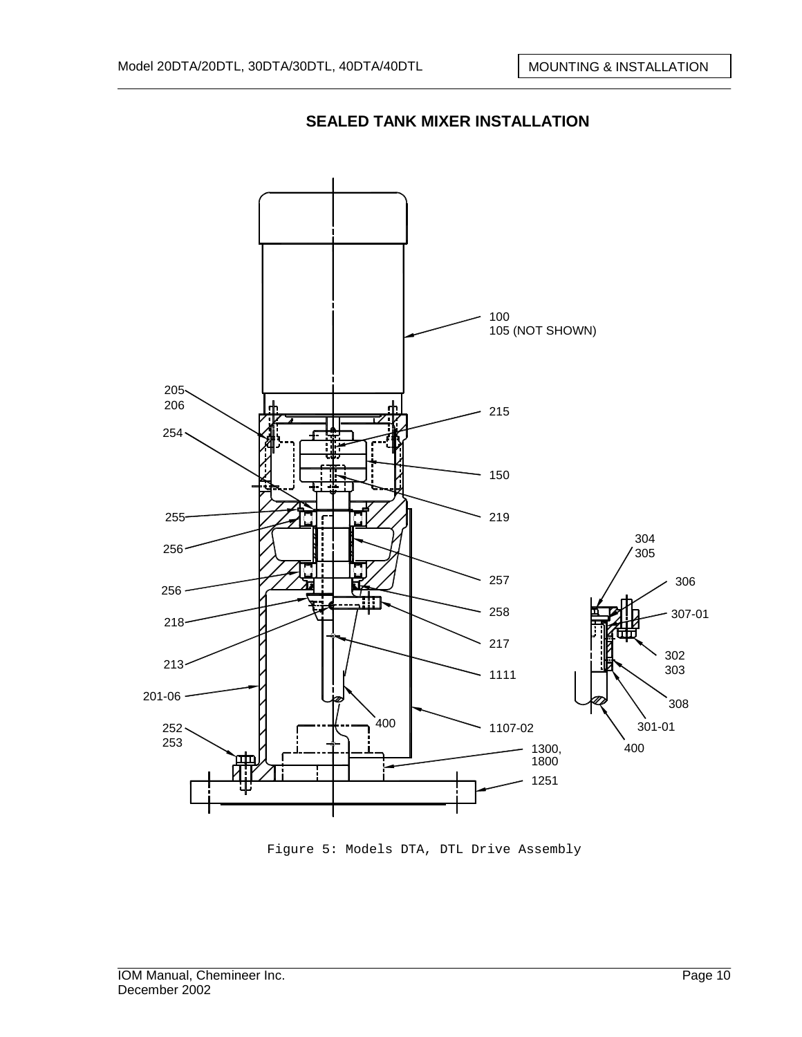## SEALED TANK MIXER INSTALLATION

Figure 5: Models DTA, DTL Drive Assembly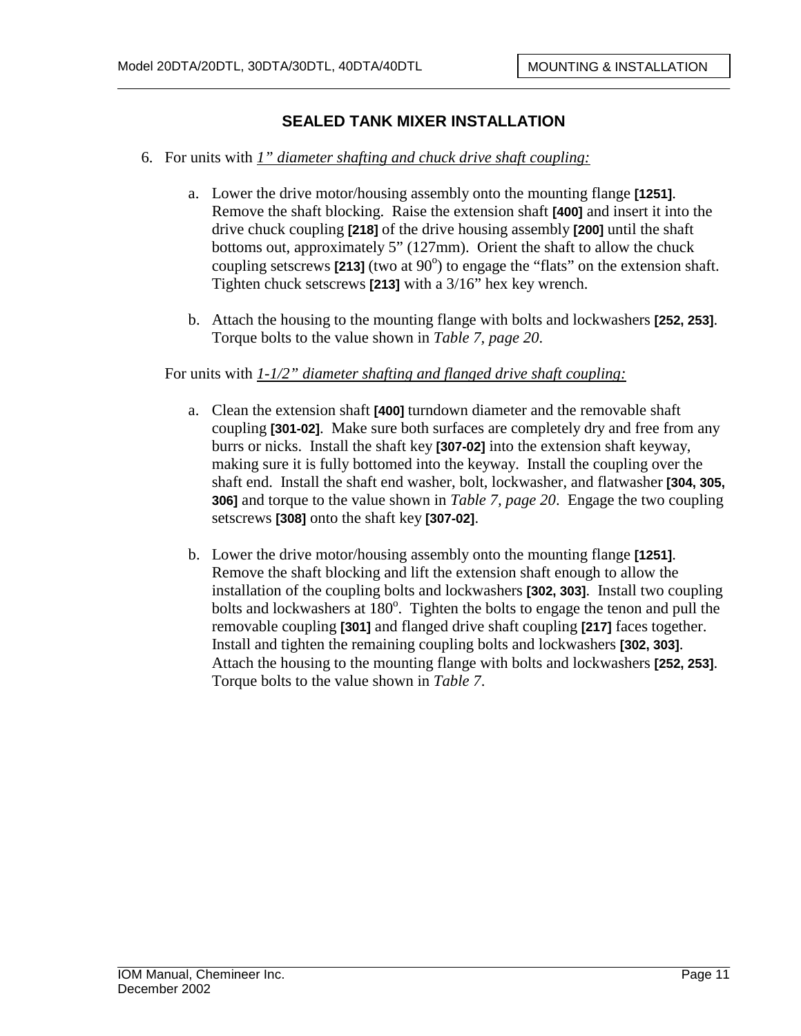## SEALED TANK MIXER INSTALLATION

6. For units with *1" diameter shafting and chuck drive shaft coupling:*

   a. Lower the drive motor/housing assembly onto the mounting flange **[1251]**. Remove the shaft blocking. Raise the extension shaft **[400]** and insert it into the drive chuck coupling **[218]** of the drive housing assembly **[200]** until the shaft bottoms out, approximately 5" (127mm). Orient the shaft to allow the chuck coupling setscrews **[213]** (two at 90°) to engage the "flats" on the extension shaft. Tighten chuck setscrews **[213]** with a 3/16" hex key wrench.

   b. Attach the housing to the mounting flange with bolts and lockwashers **[252, 253]**. Torque bolts to the value shown in *Table 7, page 20*.

   For units with *1-1/2" diameter shafting and flanged drive shaft coupling:*

   a. Clean the extension shaft **[400]** turndown diameter and the removable shaft coupling **[301-02]**. Make sure both surfaces are completely dry and free from any burrs or nicks. Install the shaft key **[307-02]** into the extension shaft keyway, making sure it is fully bottomed into the keyway. Install the coupling over the shaft end. Install the shaft end washer, bolt, lockwasher, and flatwasher **[304, 305, 306]** and torque to the value shown in *Table 7, page 20*. Engage the two coupling setscrews **[308]** onto the shaft key **[307-02]**.

   b. Lower the drive motor/housing assembly onto the mounting flange **[1251]**. Remove the shaft blocking and lift the extension shaft enough to allow the installation of the coupling bolts and lockwashers **[302, 303]**. Install two coupling bolts and lockwashers at 180°. Tighten the bolts to engage the tenon and pull the removable coupling **[301]** and flanged drive shaft coupling **[217]** faces together. Install and tighten the remaining coupling bolts and lockwashers **[302, 303]**. Attach the housing to the mounting flange with bolts and lockwashers **[252, 253]**. Torque bolts to the value shown in *Table 7*.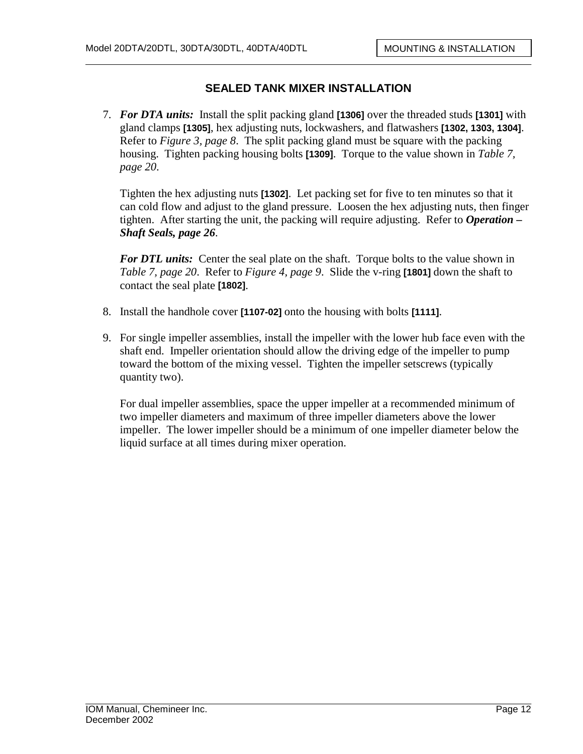## SEALED TANK MIXER INSTALLATION

7. ***For DTA units:*** Install the split packing gland **[1306]** over the threaded studs **[1301]** with gland clamps **[1305]**, hex adjusting nuts, lockwashers, and flatwashers **[1302, 1303, 1304]**. Refer to *Figure 3, page 8*. The split packing gland must be square with the packing housing. Tighten packing housing bolts **[1309]**. Torque to the value shown in *Table 7, page 20*.

   Tighten the hex adjusting nuts **[1302]**. Let packing set for five to ten minutes so that it can cold flow and adjust to the gland pressure. Loosen the hex adjusting nuts, then finger tighten. After starting the unit, the packing will require adjusting. Refer to ***Operation – Shaft Seals, page 26***.

   ***For DTL units:*** Center the seal plate on the shaft. Torque bolts to the value shown in *Table 7, page 20*. Refer to *Figure 4, page 9*. Slide the v-ring **[1801]** down the shaft to contact the seal plate **[1802]**.

8. Install the handhole cover **[1107-02]** onto the housing with bolts **[1111]**.

9. For single impeller assemblies, install the impeller with the lower hub face even with the shaft end. Impeller orientation should allow the driving edge of the impeller to pump toward the bottom of the mixing vessel. Tighten the impeller setscrews (typically quantity two).

   For dual impeller assemblies, space the upper impeller at a recommended minimum of two impeller diameters and maximum of three impeller diameters above the lower impeller. The lower impeller should be a minimum of one impeller diameter below the liquid surface at all times during mixer operation.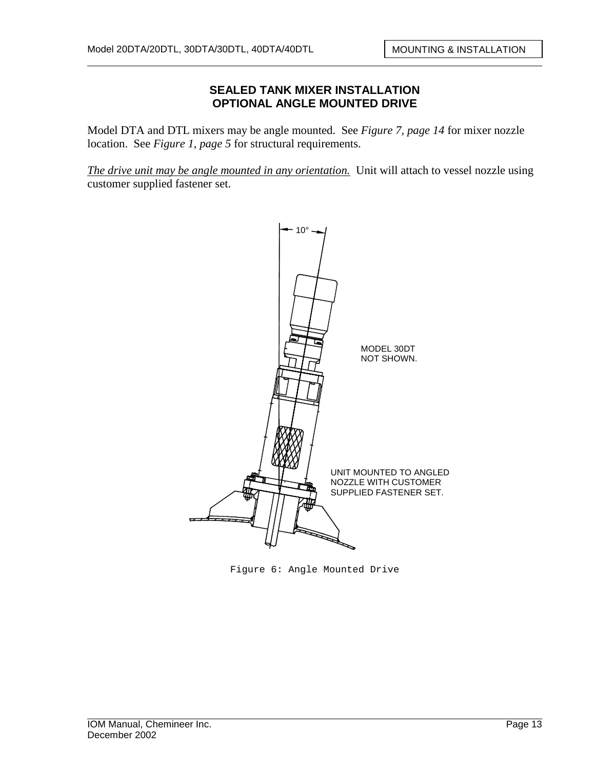## SEALED TANK MIXER INSTALLATION
## OPTIONAL ANGLE MOUNTED DRIVE

Model DTA and DTL mixers may be angle mounted. See *Figure 7, page 14* for mixer nozzle location. See *Figure 1, page 5* for structural requirements.

*The drive unit may be angle mounted in any orientation.* Unit will attach to vessel nozzle using customer supplied fastener set.

10°

MODEL 30DT NOT SHOWN.

UNIT MOUNTED TO ANGLED NOZZLE WITH CUSTOMER SUPPLIED FASTENER SET.

Figure 6: Angle Mounted Drive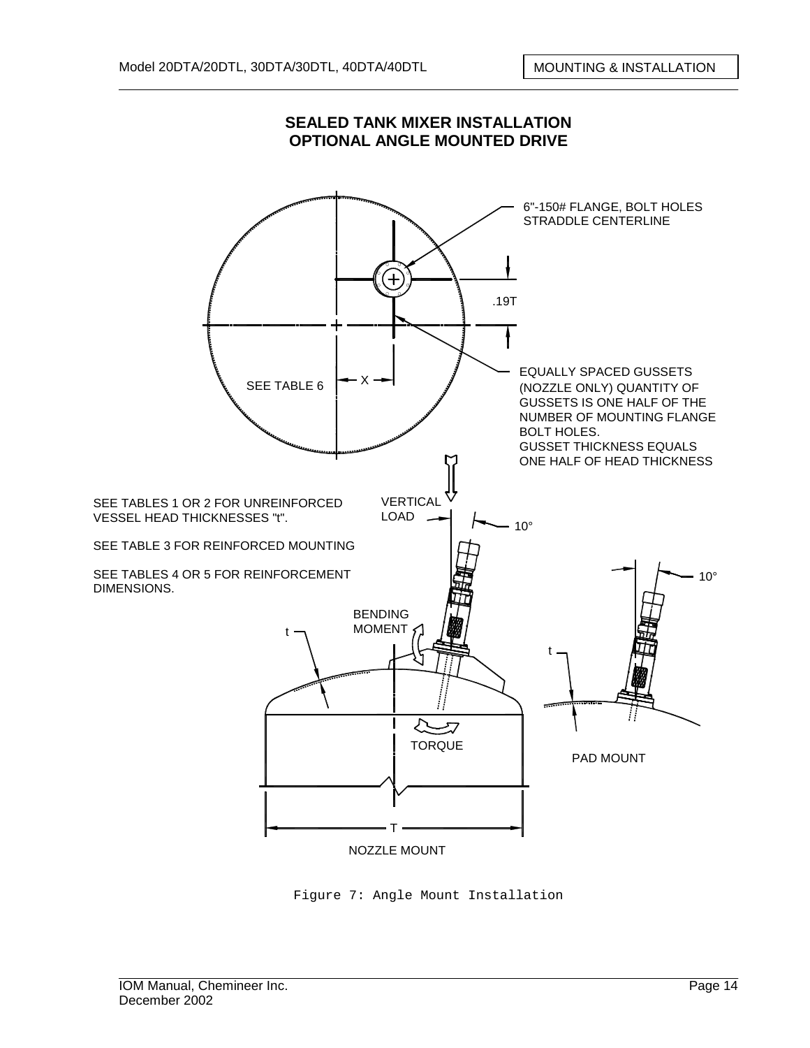## SEALED TANK MIXER INSTALLATION
## OPTIONAL ANGLE MOUNTED DRIVE

6"-150# FLANGE, BOLT HOLES STRADDLE CENTERLINE

.19T

EQUALLY SPACED GUSSETS (NOZZLE ONLY) QUANTITY OF GUSSETS IS ONE HALF OF THE NUMBER OF MOUNTING FLANGE BOLT HOLES.
GUSSET THICKNESS EQUALS ONE HALF OF HEAD THICKNESS

SEE TABLE 6 — X

SEE TABLES 1 OR 2 FOR UNREINFORCED VESSEL HEAD THICKNESSES "t".

SEE TABLE 3 FOR REINFORCED MOUNTING

SEE TABLES 4 OR 5 FOR REINFORCEMENT DIMENSIONS.

VERTICAL LOAD

10°

BENDING MOMENT

t

TORQUE

T

NOZZLE MOUNT

10°

t

PAD MOUNT

Figure 7: Angle Mount Installation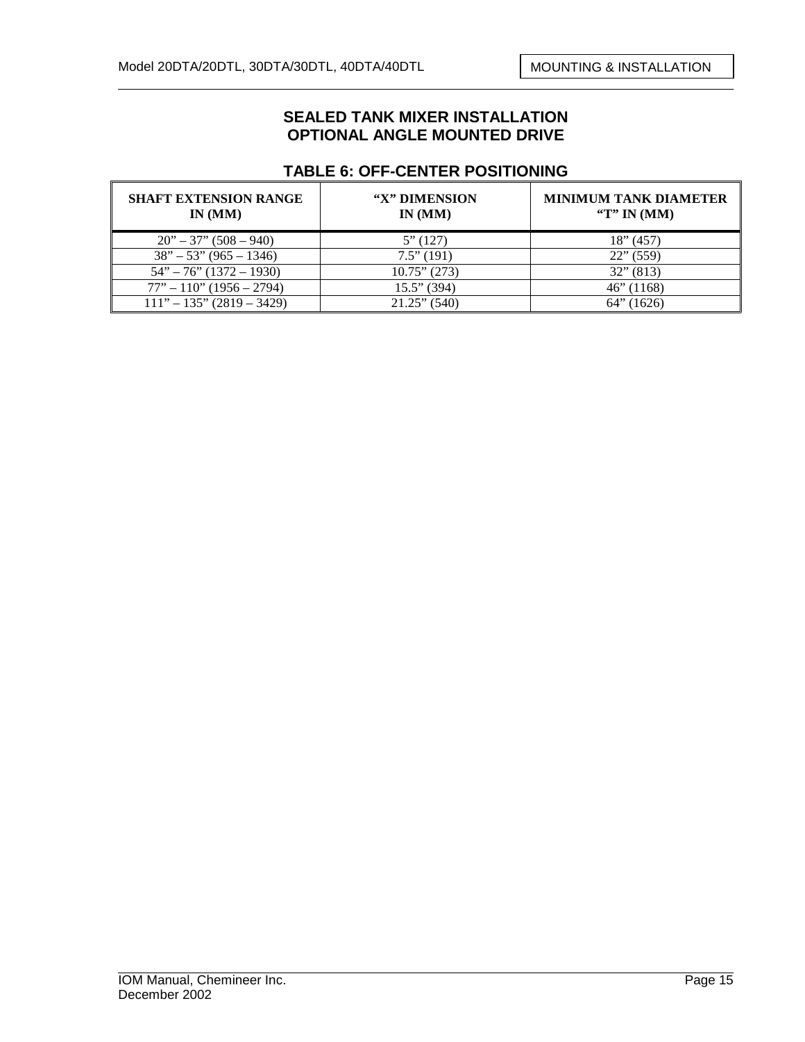## SEALED TANK MIXER INSTALLATION
## OPTIONAL ANGLE MOUNTED DRIVE

### TABLE 6: OFF-CENTER POSITIONING

| SHAFT EXTENSION RANGE IN (MM) | "X" DIMENSION IN (MM) | MINIMUM TANK DIAMETER "T" IN (MM) |
|---|---|---|
| 20" – 37" (508 – 940) | 5" (127) | 18" (457) |
| 38" – 53" (965 – 1346) | 7.5" (191) | 22" (559) |
| 54" – 76" (1372 – 1930) | 10.75" (273) | 32" (813) |
| 77" – 110" (1956 – 2794) | 15.5" (394) | 46" (1168) |
| 111" – 135" (2819 – 3429) | 21.25" (540) | 64" (1626) |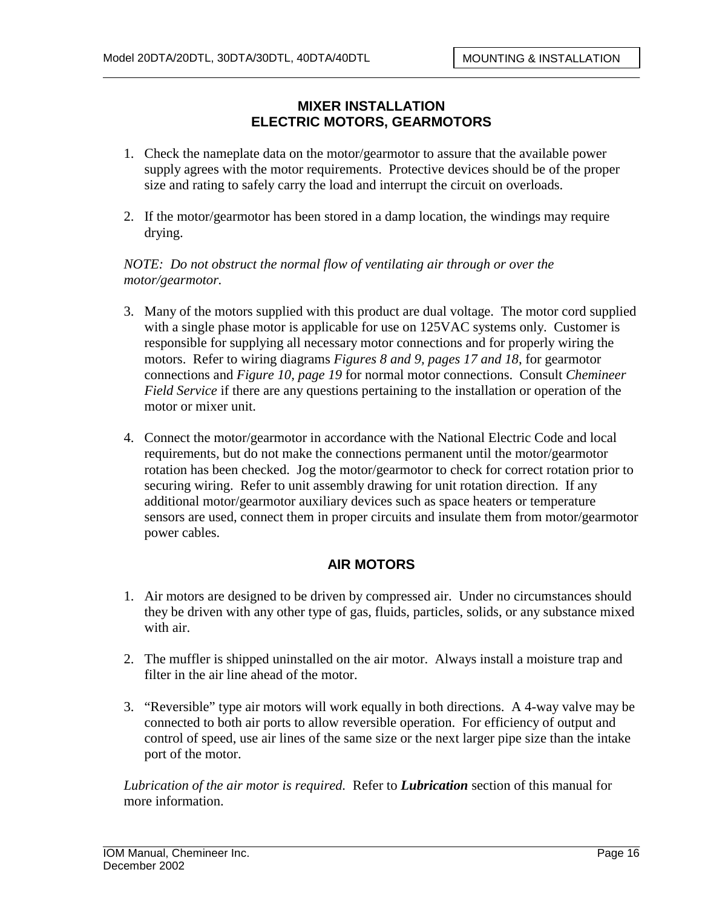## MIXER INSTALLATION
## ELECTRIC MOTORS, GEARMOTORS

1. Check the nameplate data on the motor/gearmotor to assure that the available power supply agrees with the motor requirements. Protective devices should be of the proper size and rating to safely carry the load and interrupt the circuit on overloads.

2. If the motor/gearmotor has been stored in a damp location, the windings may require drying.

*NOTE: Do not obstruct the normal flow of ventilating air through or over the motor/gearmotor.*

3. Many of the motors supplied with this product are dual voltage. The motor cord supplied with a single phase motor is applicable for use on 125VAC systems only. Customer is responsible for supplying all necessary motor connections and for properly wiring the motors. Refer to wiring diagrams *Figures 8 and 9, pages 17 and 18*, for gearmotor connections and *Figure 10, page 19* for normal motor connections. Consult *Chemineer Field Service* if there are any questions pertaining to the installation or operation of the motor or mixer unit.

4. Connect the motor/gearmotor in accordance with the National Electric Code and local requirements, but do not make the connections permanent until the motor/gearmotor rotation has been checked. Jog the motor/gearmotor to check for correct rotation prior to securing wiring. Refer to unit assembly drawing for unit rotation direction. If any additional motor/gearmotor auxiliary devices such as space heaters or temperature sensors are used, connect them in proper circuits and insulate them from motor/gearmotor power cables.

## AIR MOTORS

1. Air motors are designed to be driven by compressed air. Under no circumstances should they be driven with any other type of gas, fluids, particles, solids, or any substance mixed with air.

2. The muffler is shipped uninstalled on the air motor. Always install a moisture trap and filter in the air line ahead of the motor.

3. "Reversible" type air motors will work equally in both directions. A 4-way valve may be connected to both air ports to allow reversible operation. For efficiency of output and control of speed, use air lines of the same size or the next larger pipe size than the intake port of the motor.

*Lubrication of the air motor is required.* Refer to ***Lubrication*** section of this manual for more information.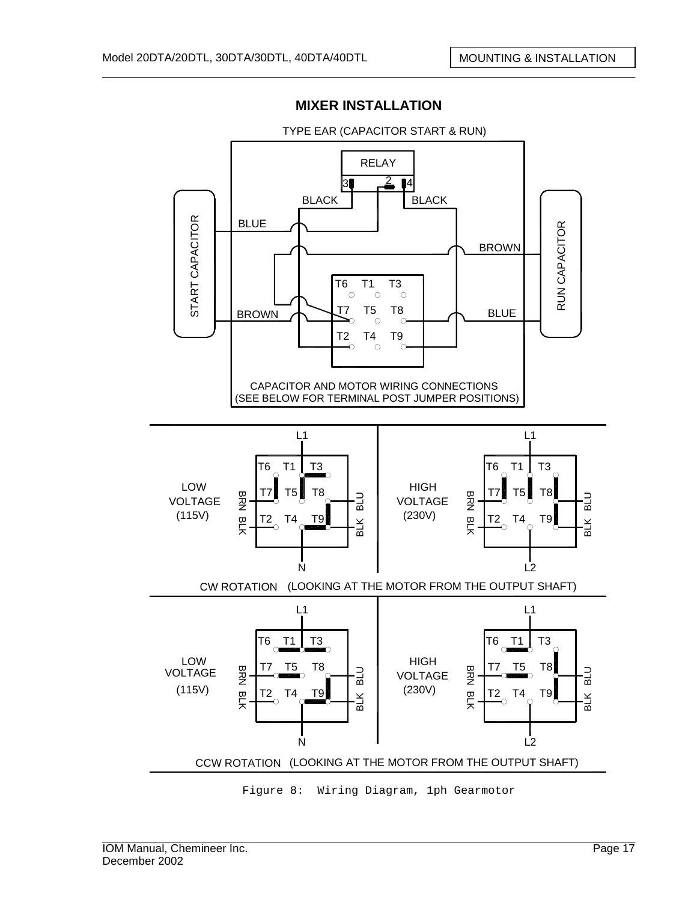## MIXER INSTALLATION

TYPE EAR (CAPACITOR START & RUN)

RELAY

3 2 4

BLACK BLACK

START CAPACITOR

BLUE

BROWN

RUN CAPACITOR

BROWN

BLUE

T6 T1 T3

T7 T5 T8

T2 T4 T9

CAPACITOR AND MOTOR WIRING CONNECTIONS
(SEE BELOW FOR TERMINAL POST JUMPER POSITIONS)

LOW VOLTAGE (115V) — L1, N — BRN BLK, BLU BLK — T6 T1 T3 / T7 T5 T8 / T2 T4 T9

HIGH VOLTAGE (230V) — L1, L2 — BRN BLK, BLU BLK — T6 T1 T3 / T7 T5 T8 / T2 T4 T9

CW ROTATION (LOOKING AT THE MOTOR FROM THE OUTPUT SHAFT)

LOW VOLTAGE (115V) — L1, N — BRN BLK, BLU BLK — T6 T1 T3 / T7 T5 T8 / T2 T4 T9

HIGH VOLTAGE (230V) — L1, L2 — BRN BLK, BLU BLK — T6 T1 T3 / T7 T5 T8 / T2 T4 T9

CCW ROTATION (LOOKING AT THE MOTOR FROM THE OUTPUT SHAFT)

Figure 8: Wiring Diagram, 1ph Gearmotor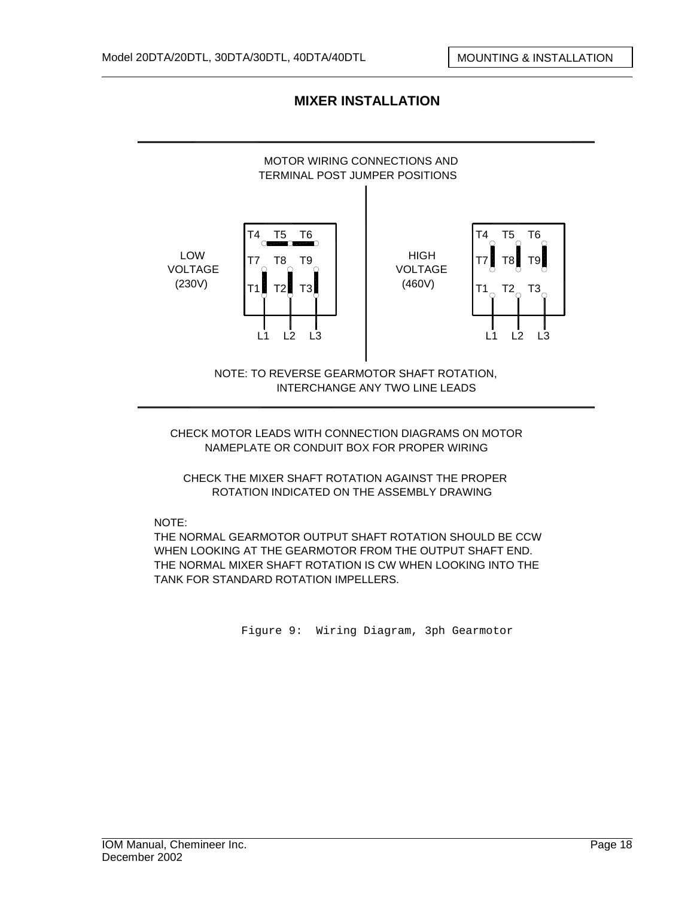# MIXER INSTALLATION

MOTOR WIRING CONNECTIONS AND TERMINAL POST JUMPER POSITIONS

LOW VOLTAGE (230V)

T4 T5 T6
T7 T8 T9
T1 T2 T3
L1 L2 L3

HIGH VOLTAGE (460V)

T4 T5 T6
T7 T8 T9
T1 T2 T3
L1 L2 L3

NOTE: TO REVERSE GEARMOTOR SHAFT ROTATION, INTERCHANGE ANY TWO LINE LEADS

CHECK MOTOR LEADS WITH CONNECTION DIAGRAMS ON MOTOR NAMEPLATE OR CONDUIT BOX FOR PROPER WIRING

CHECK THE MIXER SHAFT ROTATION AGAINST THE PROPER ROTATION INDICATED ON THE ASSEMBLY DRAWING

NOTE:
THE NORMAL GEARMOTOR OUTPUT SHAFT ROTATION SHOULD BE CCW WHEN LOOKING AT THE GEARMOTOR FROM THE OUTPUT SHAFT END. THE NORMAL MIXER SHAFT ROTATION IS CW WHEN LOOKING INTO THE TANK FOR STANDARD ROTATION IMPELLERS.

Figure 9: Wiring Diagram, 3ph Gearmotor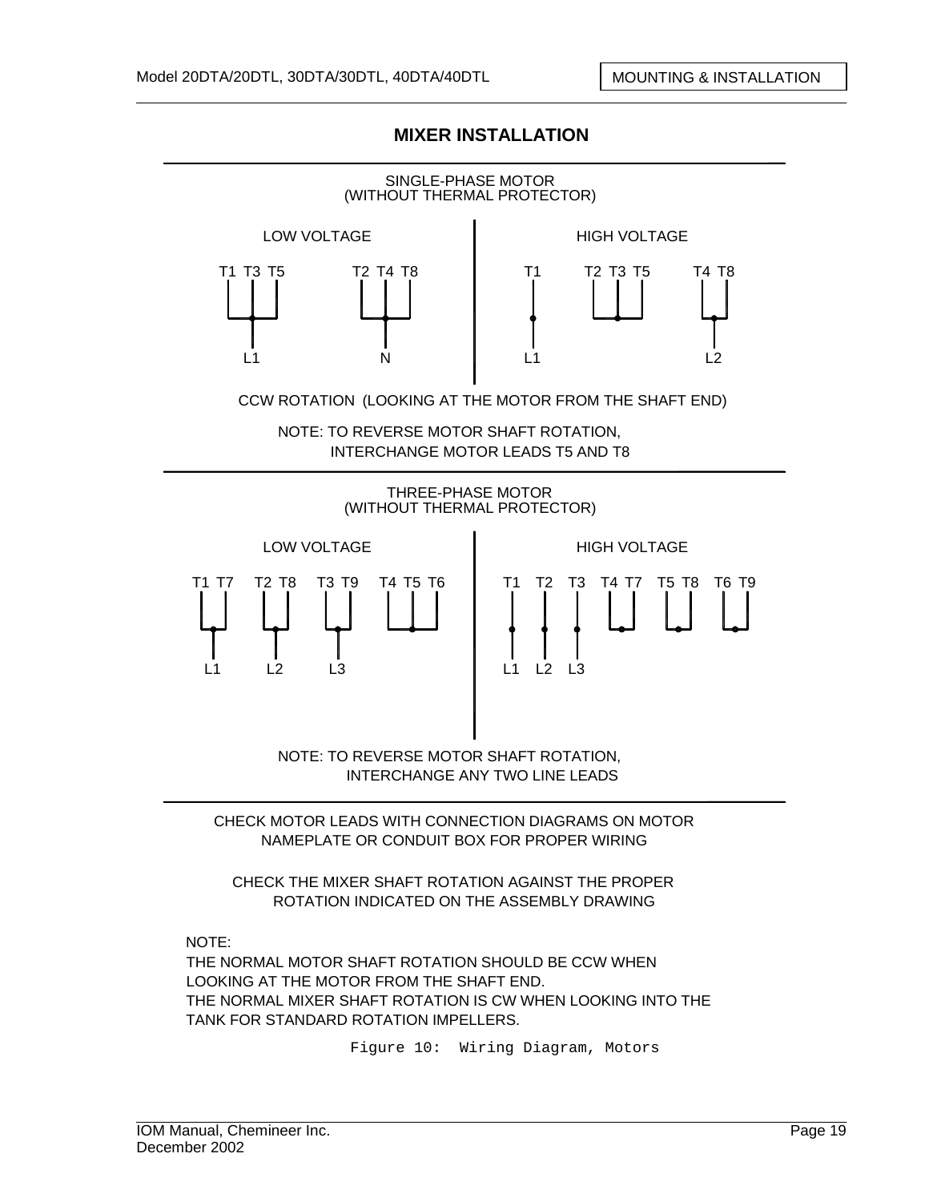## MIXER INSTALLATION

SINGLE-PHASE MOTOR
(WITHOUT THERMAL PROTECTOR)

| LOW VOLTAGE | | HIGH VOLTAGE | | |
|---|---|---|---|---|
| T1 T3 T5 | T2 T4 T8 | T1 | T2 T3 T5 | T4 T8 |
| L1 | N | L1 | | L2 |

CCW ROTATION (LOOKING AT THE MOTOR FROM THE SHAFT END)

NOTE: TO REVERSE MOTOR SHAFT ROTATION, INTERCHANGE MOTOR LEADS T5 AND T8

THREE-PHASE MOTOR
(WITHOUT THERMAL PROTECTOR)

| LOW VOLTAGE | | | | HIGH VOLTAGE | | | | | |
|---|---|---|---|---|---|---|---|---|---|
| T1 T7 | T2 T8 | T3 T9 | T4 T5 T6 | T1 | T2 | T3 | T4 T7 | T5 T8 | T6 T9 |
| L1 | L2 | L3 | | L1 | L2 | L3 | | | |

NOTE: TO REVERSE MOTOR SHAFT ROTATION, INTERCHANGE ANY TWO LINE LEADS

CHECK MOTOR LEADS WITH CONNECTION DIAGRAMS ON MOTOR NAMEPLATE OR CONDUIT BOX FOR PROPER WIRING

CHECK THE MIXER SHAFT ROTATION AGAINST THE PROPER ROTATION INDICATED ON THE ASSEMBLY DRAWING

NOTE:
THE NORMAL MOTOR SHAFT ROTATION SHOULD BE CCW WHEN LOOKING AT THE MOTOR FROM THE SHAFT END.
THE NORMAL MIXER SHAFT ROTATION IS CW WHEN LOOKING INTO THE TANK FOR STANDARD ROTATION IMPELLERS.

Figure 10: Wiring Diagram, Motors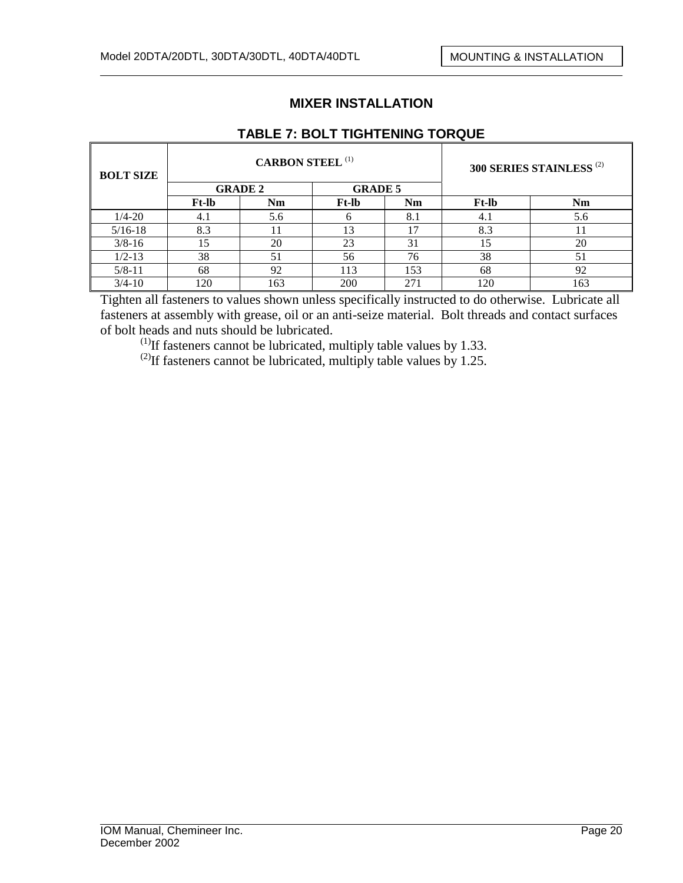## MIXER INSTALLATION

### TABLE 7: BOLT TIGHTENING TORQUE

| BOLT SIZE | CARBON STEEL (1) | | | | 300 SERIES STAINLESS (2) | |
|---|---|---|---|---|---|---|
| | GRADE 2 | | GRADE 5 | | | |
| | Ft-lb | Nm | Ft-lb | Nm | Ft-lb | Nm |
| 1/4-20 | 4.1 | 5.6 | 6 | 8.1 | 4.1 | 5.6 |
| 5/16-18 | 8.3 | 11 | 13 | 17 | 8.3 | 11 |
| 3/8-16 | 15 | 20 | 23 | 31 | 15 | 20 |
| 1/2-13 | 38 | 51 | 56 | 76 | 38 | 51 |
| 5/8-11 | 68 | 92 | 113 | 153 | 68 | 92 |
| 3/4-10 | 120 | 163 | 200 | 271 | 120 | 163 |

Tighten all fasteners to values shown unless specifically instructed to do otherwise. Lubricate all fasteners at assembly with grease, oil or an anti-seize material. Bolt threads and contact surfaces of bolt heads and nuts should be lubricated.

(1) If fasteners cannot be lubricated, multiply table values by 1.33.

(2) If fasteners cannot be lubricated, multiply table values by 1.25.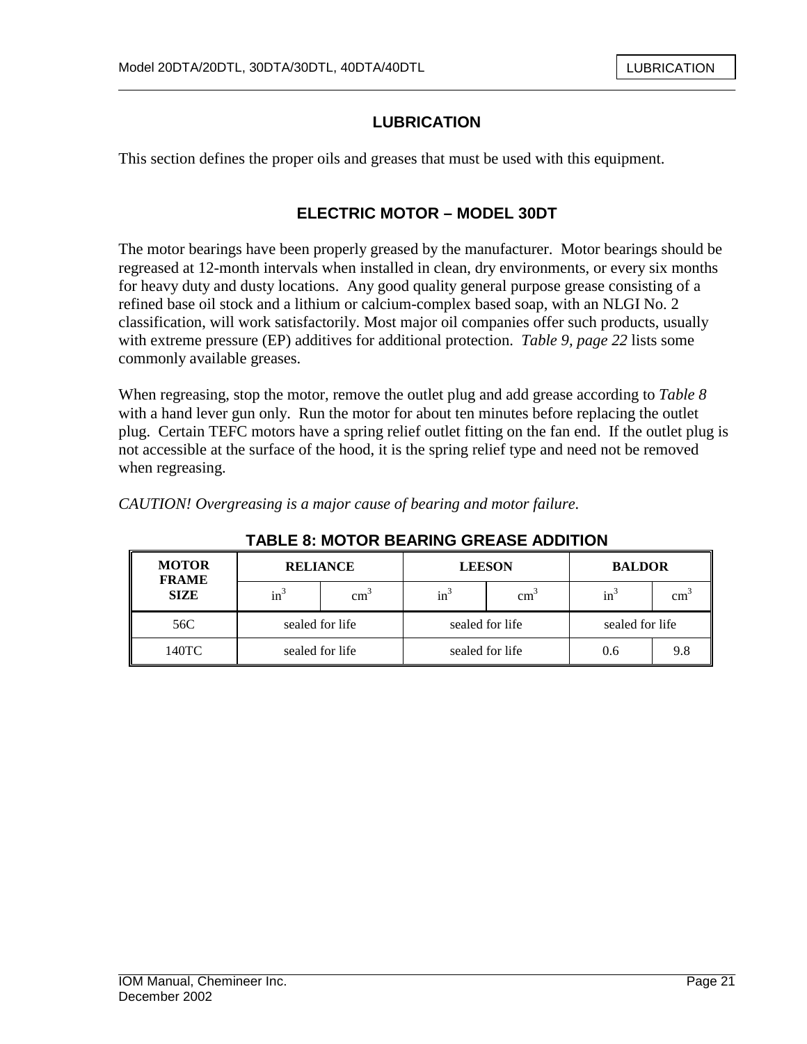# LUBRICATION

This section defines the proper oils and greases that must be used with this equipment.

## ELECTRIC MOTOR – MODEL 30DT

The motor bearings have been properly greased by the manufacturer. Motor bearings should be regreased at 12-month intervals when installed in clean, dry environments, or every six months for heavy duty and dusty locations. Any good quality general purpose grease consisting of a refined base oil stock and a lithium or calcium-complex based soap, with an NLGI No. 2 classification, will work satisfactorily. Most major oil companies offer such products, usually with extreme pressure (EP) additives for additional protection. *Table 9, page 22* lists some commonly available greases.

When regreasing, stop the motor, remove the outlet plug and add grease according to *Table 8* with a hand lever gun only. Run the motor for about ten minutes before replacing the outlet plug. Certain TEFC motors have a spring relief outlet fitting on the fan end. If the outlet plug is not accessible at the surface of the hood, it is the spring relief type and need not be removed when regreasing.

*CAUTION! Overgreasing is a major cause of bearing and motor failure.*

**TABLE 8: MOTOR BEARING GREASE ADDITION**

| MOTOR FRAME SIZE | RELIANCE | | LEESON | | BALDOR | |
|---|---|---|---|---|---|---|
| | $in^3$ | $cm^3$ | $in^3$ | $cm^3$ | $in^3$ | $cm^3$ |
| 56C | sealed for life | | sealed for life | | sealed for life | |
| 140TC | sealed for life | | sealed for life | | 0.6 | 9.8 |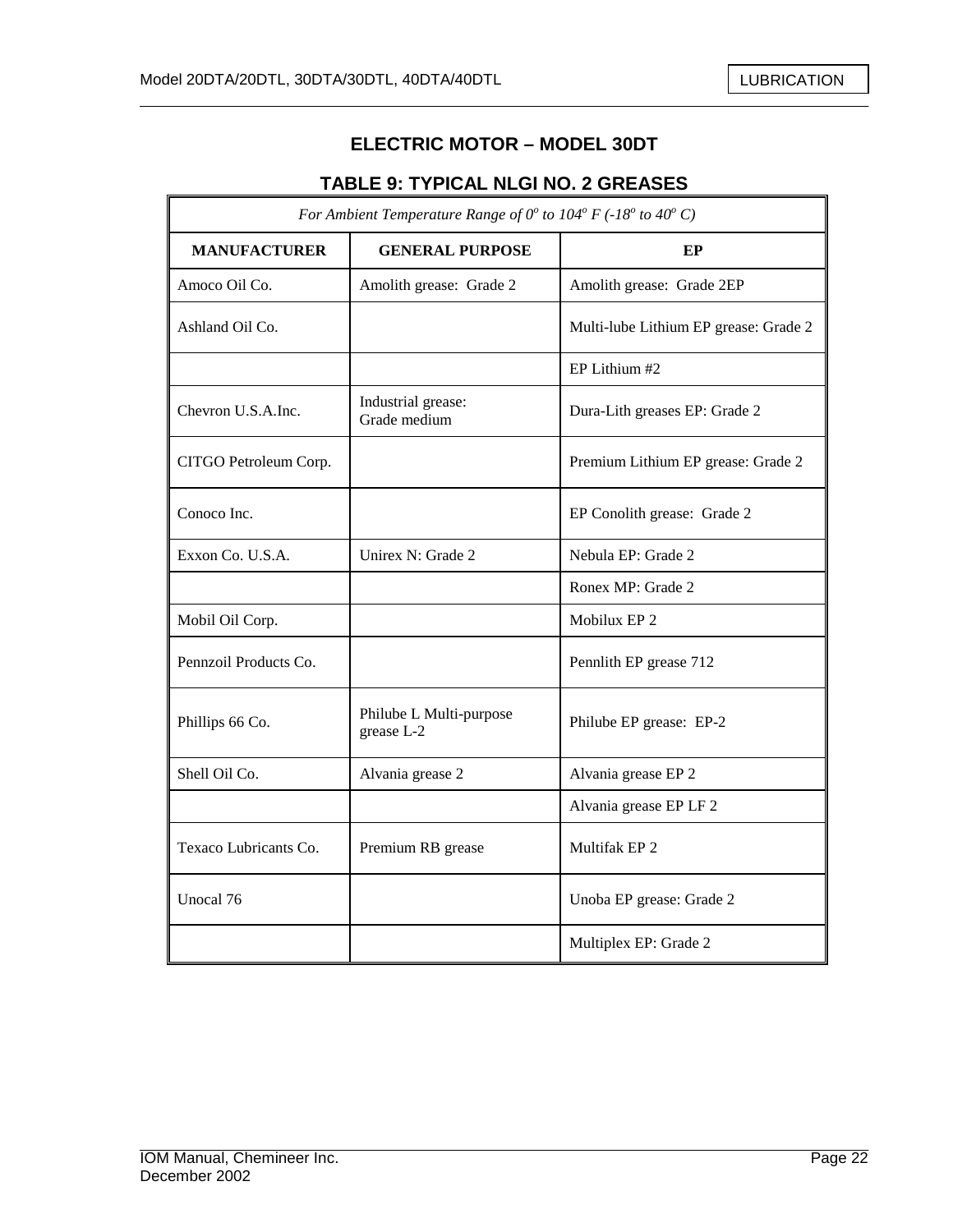## ELECTRIC MOTOR – MODEL 30DT

### TABLE 9: TYPICAL NLGI NO. 2 GREASES

| *For Ambient Temperature Range of $0^o$ to $104^o$ F ($-18^o$ to $40^o$ C)* | | |
|---|---|---|
| **MANUFACTURER** | **GENERAL PURPOSE** | **EP** |
| Amoco Oil Co. | Amolith grease: Grade 2 | Amolith grease: Grade 2EP |
| Ashland Oil Co. | | Multi-lube Lithium EP grease: Grade 2 |
| | | EP Lithium #2 |
| Chevron U.S.A.Inc. | Industrial grease: Grade medium | Dura-Lith greases EP: Grade 2 |
| CITGO Petroleum Corp. | | Premium Lithium EP grease: Grade 2 |
| Conoco Inc. | | EP Conolith grease: Grade 2 |
| Exxon Co. U.S.A. | Unirex N: Grade 2 | Nebula EP: Grade 2 |
| | | Ronex MP: Grade 2 |
| Mobil Oil Corp. | | Mobilux EP 2 |
| Pennzoil Products Co. | | Pennlith EP grease 712 |
| Phillips 66 Co. | Philube L Multi-purpose grease L-2 | Philube EP grease: EP-2 |
| Shell Oil Co. | Alvania grease 2 | Alvania grease EP 2 |
| | | Alvania grease EP LF 2 |
| Texaco Lubricants Co. | Premium RB grease | Multifak EP 2 |
| Unocal 76 | | Unoba EP grease: Grade 2 |
| | | Multiplex EP: Grade 2 |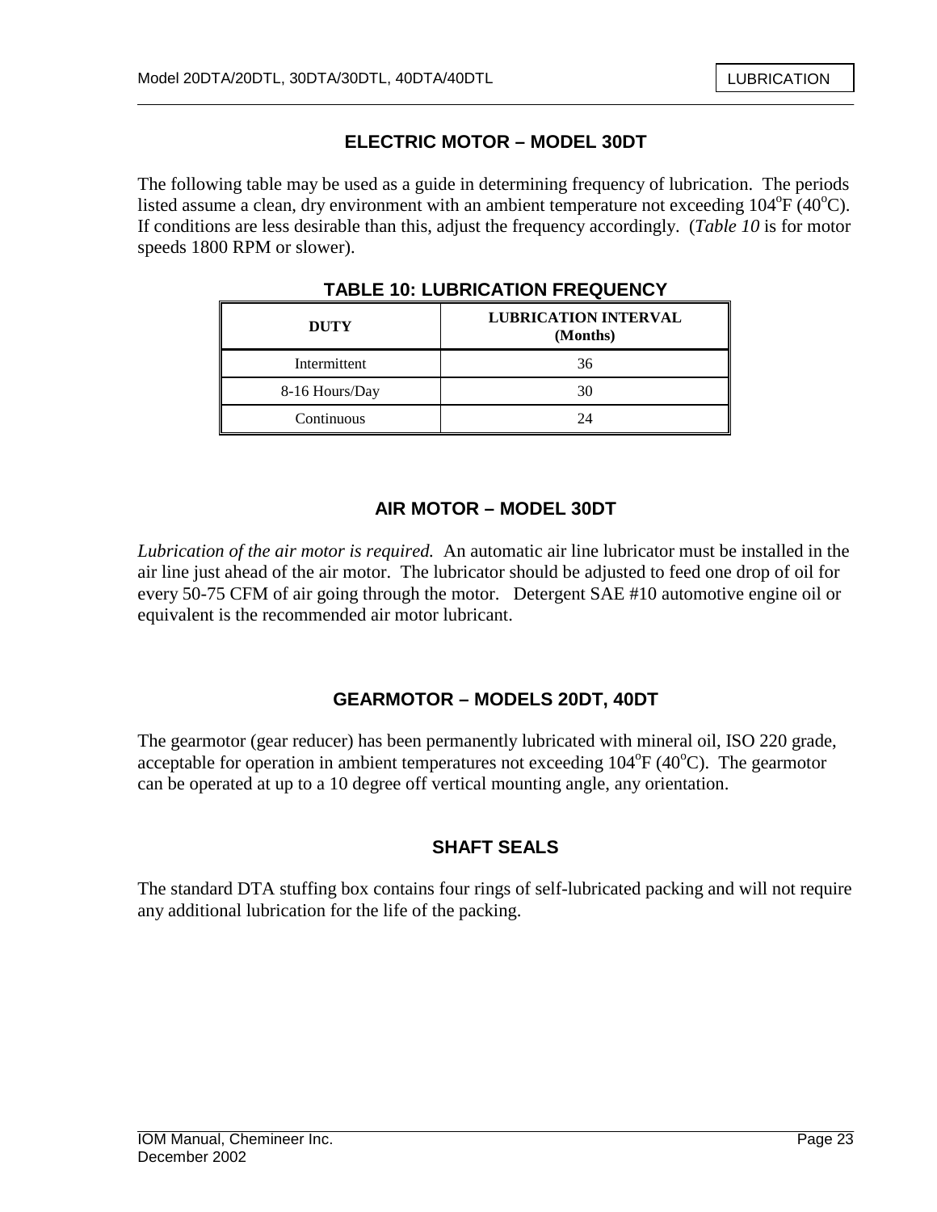## ELECTRIC MOTOR – MODEL 30DT

The following table may be used as a guide in determining frequency of lubrication. The periods listed assume a clean, dry environment with an ambient temperature not exceeding 104°F (40°C). If conditions are less desirable than this, adjust the frequency accordingly. (*Table 10* is for motor speeds 1800 RPM or slower).

**TABLE 10: LUBRICATION FREQUENCY**

| DUTY | LUBRICATION INTERVAL (Months) |
|---|---|
| Intermittent | 36 |
| 8-16 Hours/Day | 30 |
| Continuous | 24 |

## AIR MOTOR – MODEL 30DT

*Lubrication of the air motor is required.* An automatic air line lubricator must be installed in the air line just ahead of the air motor. The lubricator should be adjusted to feed one drop of oil for every 50-75 CFM of air going through the motor. Detergent SAE #10 automotive engine oil or equivalent is the recommended air motor lubricant.

## GEARMOTOR – MODELS 20DT, 40DT

The gearmotor (gear reducer) has been permanently lubricated with mineral oil, ISO 220 grade, acceptable for operation in ambient temperatures not exceeding 104°F (40°C). The gearmotor can be operated at up to a 10 degree off vertical mounting angle, any orientation.

## SHAFT SEALS

The standard DTA stuffing box contains four rings of self-lubricated packing and will not require any additional lubrication for the life of the packing.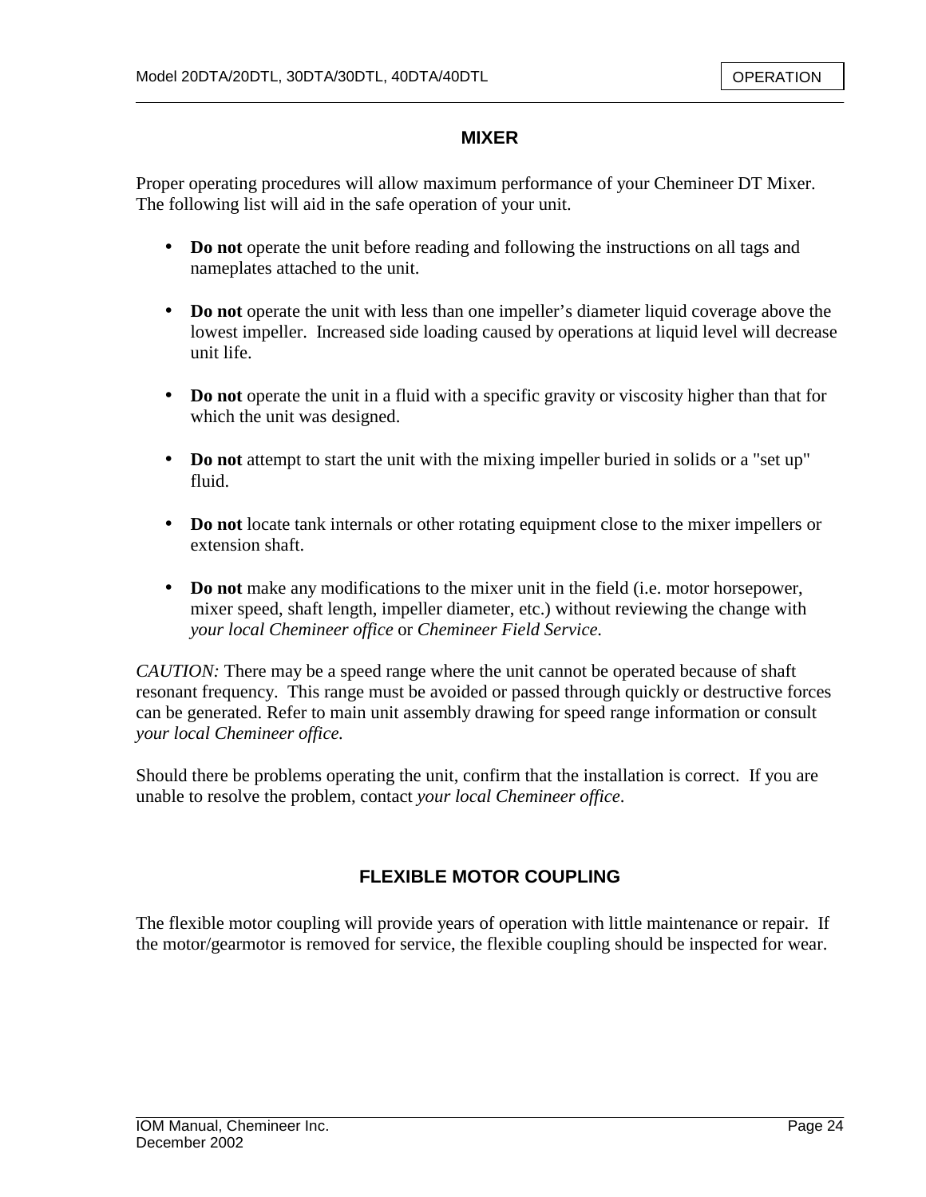## MIXER

Proper operating procedures will allow maximum performance of your Chemineer DT Mixer. The following list will aid in the safe operation of your unit.

- **Do not** operate the unit before reading and following the instructions on all tags and nameplates attached to the unit.
- **Do not** operate the unit with less than one impeller's diameter liquid coverage above the lowest impeller. Increased side loading caused by operations at liquid level will decrease unit life.
- **Do not** operate the unit in a fluid with a specific gravity or viscosity higher than that for which the unit was designed.
- **Do not** attempt to start the unit with the mixing impeller buried in solids or a "set up" fluid.
- **Do not** locate tank internals or other rotating equipment close to the mixer impellers or extension shaft.
- **Do not** make any modifications to the mixer unit in the field (i.e. motor horsepower, mixer speed, shaft length, impeller diameter, etc.) without reviewing the change with *your local Chemineer office* or *Chemineer Field Service.*

*CAUTION:* There may be a speed range where the unit cannot be operated because of shaft resonant frequency. This range must be avoided or passed through quickly or destructive forces can be generated. Refer to main unit assembly drawing for speed range information or consult *your local Chemineer office.*

Should there be problems operating the unit, confirm that the installation is correct. If you are unable to resolve the problem, contact *your local Chemineer office*.

## FLEXIBLE MOTOR COUPLING

The flexible motor coupling will provide years of operation with little maintenance or repair. If the motor/gearmotor is removed for service, the flexible coupling should be inspected for wear.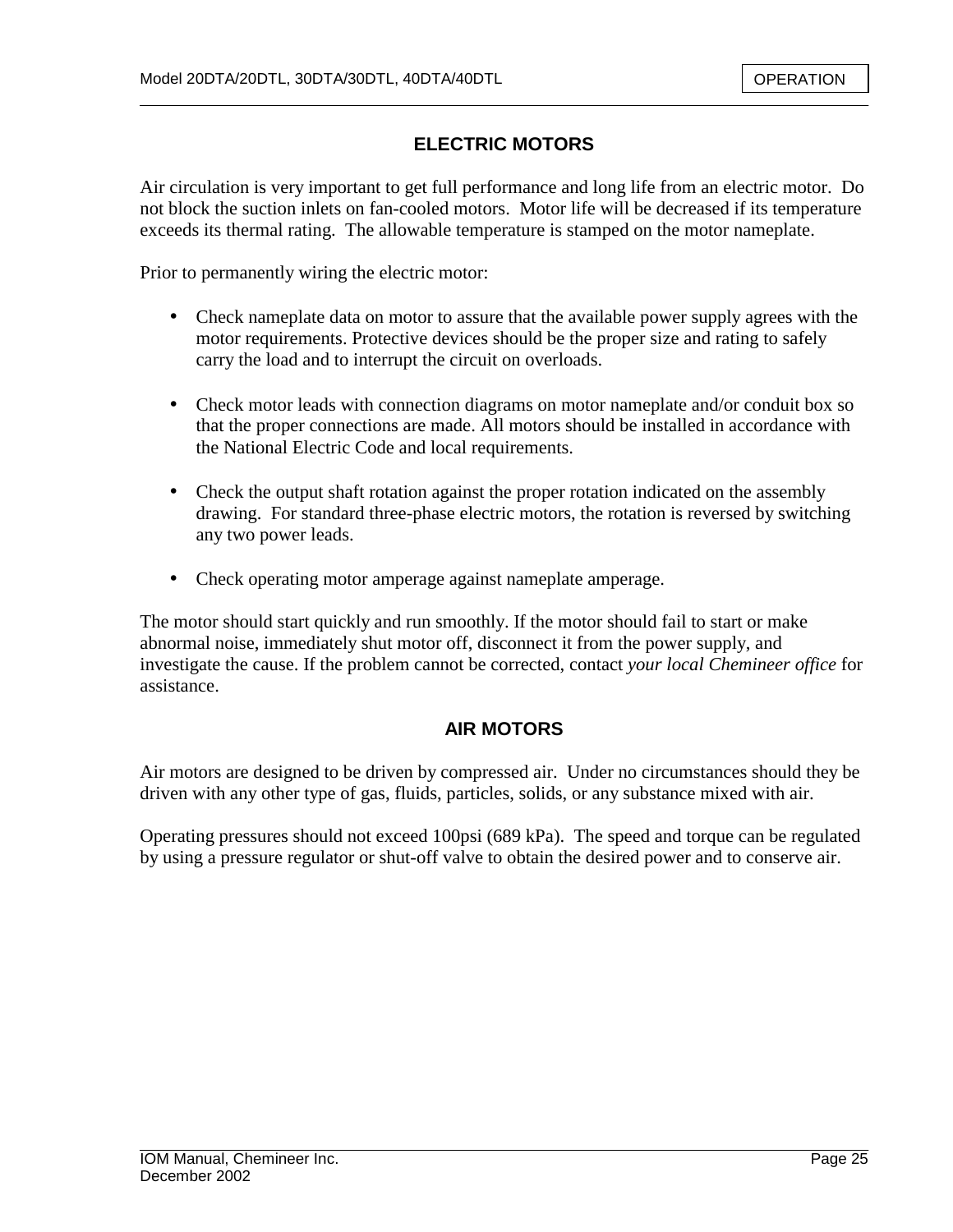## ELECTRIC MOTORS

Air circulation is very important to get full performance and long life from an electric motor. Do not block the suction inlets on fan-cooled motors. Motor life will be decreased if its temperature exceeds its thermal rating. The allowable temperature is stamped on the motor nameplate.

Prior to permanently wiring the electric motor:

- Check nameplate data on motor to assure that the available power supply agrees with the motor requirements. Protective devices should be the proper size and rating to safely carry the load and to interrupt the circuit on overloads.

- Check motor leads with connection diagrams on motor nameplate and/or conduit box so that the proper connections are made. All motors should be installed in accordance with the National Electric Code and local requirements.

- Check the output shaft rotation against the proper rotation indicated on the assembly drawing. For standard three-phase electric motors, the rotation is reversed by switching any two power leads.

- Check operating motor amperage against nameplate amperage.

The motor should start quickly and run smoothly. If the motor should fail to start or make abnormal noise, immediately shut motor off, disconnect it from the power supply, and investigate the cause. If the problem cannot be corrected, contact *your local Chemineer office* for assistance.

## AIR MOTORS

Air motors are designed to be driven by compressed air. Under no circumstances should they be driven with any other type of gas, fluids, particles, solids, or any substance mixed with air.

Operating pressures should not exceed 100psi (689 kPa). The speed and torque can be regulated by using a pressure regulator or shut-off valve to obtain the desired power and to conserve air.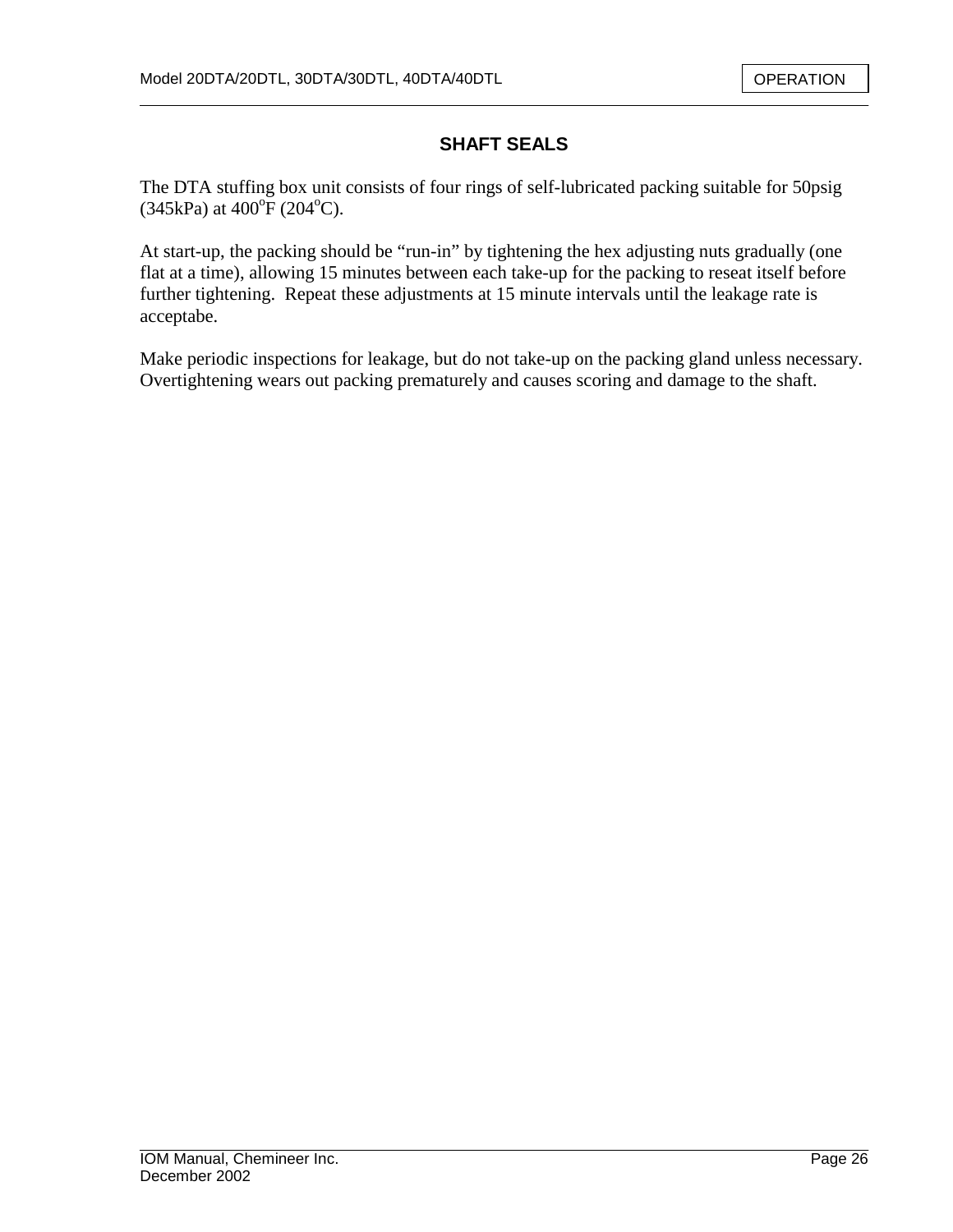## SHAFT SEALS

The DTA stuffing box unit consists of four rings of self-lubricated packing suitable for 50psig (345kPa) at 400$^{o}$F (204$^{o}$C).

At start-up, the packing should be "run-in" by tightening the hex adjusting nuts gradually (one flat at a time), allowing 15 minutes between each take-up for the packing to reseat itself before further tightening. Repeat these adjustments at 15 minute intervals until the leakage rate is acceptabe.

Make periodic inspections for leakage, but do not take-up on the packing gland unless necessary. Overtightening wears out packing prematurely and causes scoring and damage to the shaft.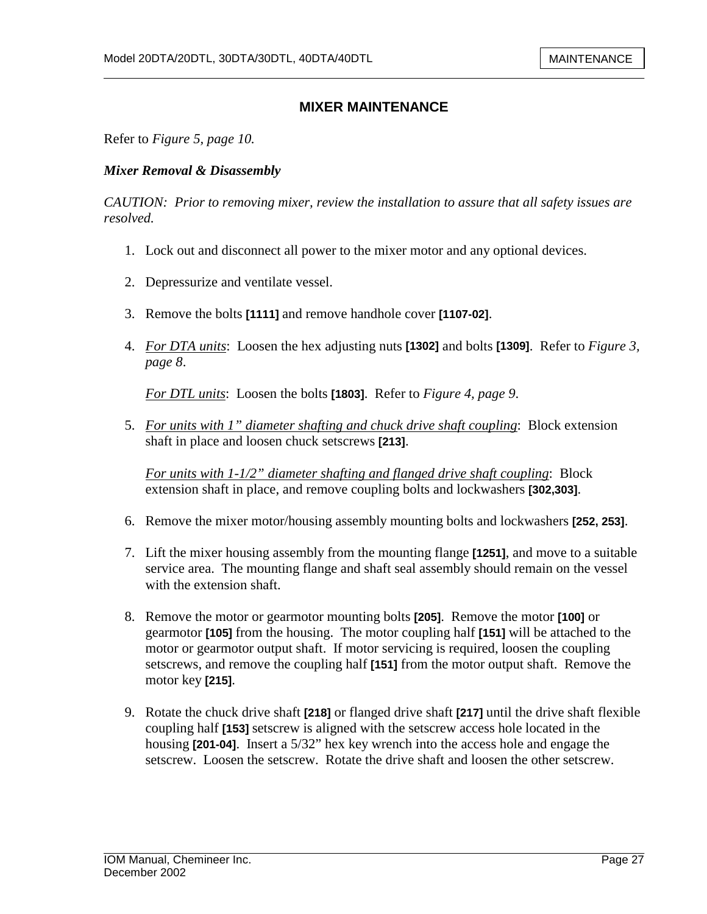## MIXER MAINTENANCE

Refer to *Figure 5, page 10.*

### *Mixer Removal & Disassembly*

*CAUTION: Prior to removing mixer, review the installation to assure that all safety issues are resolved.*

1. Lock out and disconnect all power to the mixer motor and any optional devices.

2. Depressurize and ventilate vessel.

3. Remove the bolts **[1111]** and remove handhole cover **[1107-02]**.

4. <u>*For DTA units*</u>: Loosen the hex adjusting nuts **[1302]** and bolts **[1309]**. Refer to *Figure 3, page 8*.

   <u>*For DTL units*</u>: Loosen the bolts **[1803]**. Refer to *Figure 4, page 9*.

5. <u>*For units with 1" diameter shafting and chuck drive shaft coupling*</u>: Block extension shaft in place and loosen chuck setscrews **[213]**.

   <u>*For units with 1-1/2" diameter shafting and flanged drive shaft coupling*</u>: Block extension shaft in place, and remove coupling bolts and lockwashers **[302,303]**.

6. Remove the mixer motor/housing assembly mounting bolts and lockwashers **[252, 253]**.

7. Lift the mixer housing assembly from the mounting flange **[1251]**, and move to a suitable service area. The mounting flange and shaft seal assembly should remain on the vessel with the extension shaft.

8. Remove the motor or gearmotor mounting bolts **[205]**. Remove the motor **[100]** or gearmotor **[105]** from the housing. The motor coupling half **[151]** will be attached to the motor or gearmotor output shaft. If motor servicing is required, loosen the coupling setscrews, and remove the coupling half **[151]** from the motor output shaft. Remove the motor key **[215]**.

9. Rotate the chuck drive shaft **[218]** or flanged drive shaft **[217]** until the drive shaft flexible coupling half **[153]** setscrew is aligned with the setscrew access hole located in the housing **[201-04]**. Insert a 5/32" hex key wrench into the access hole and engage the setscrew. Loosen the setscrew. Rotate the drive shaft and loosen the other setscrew.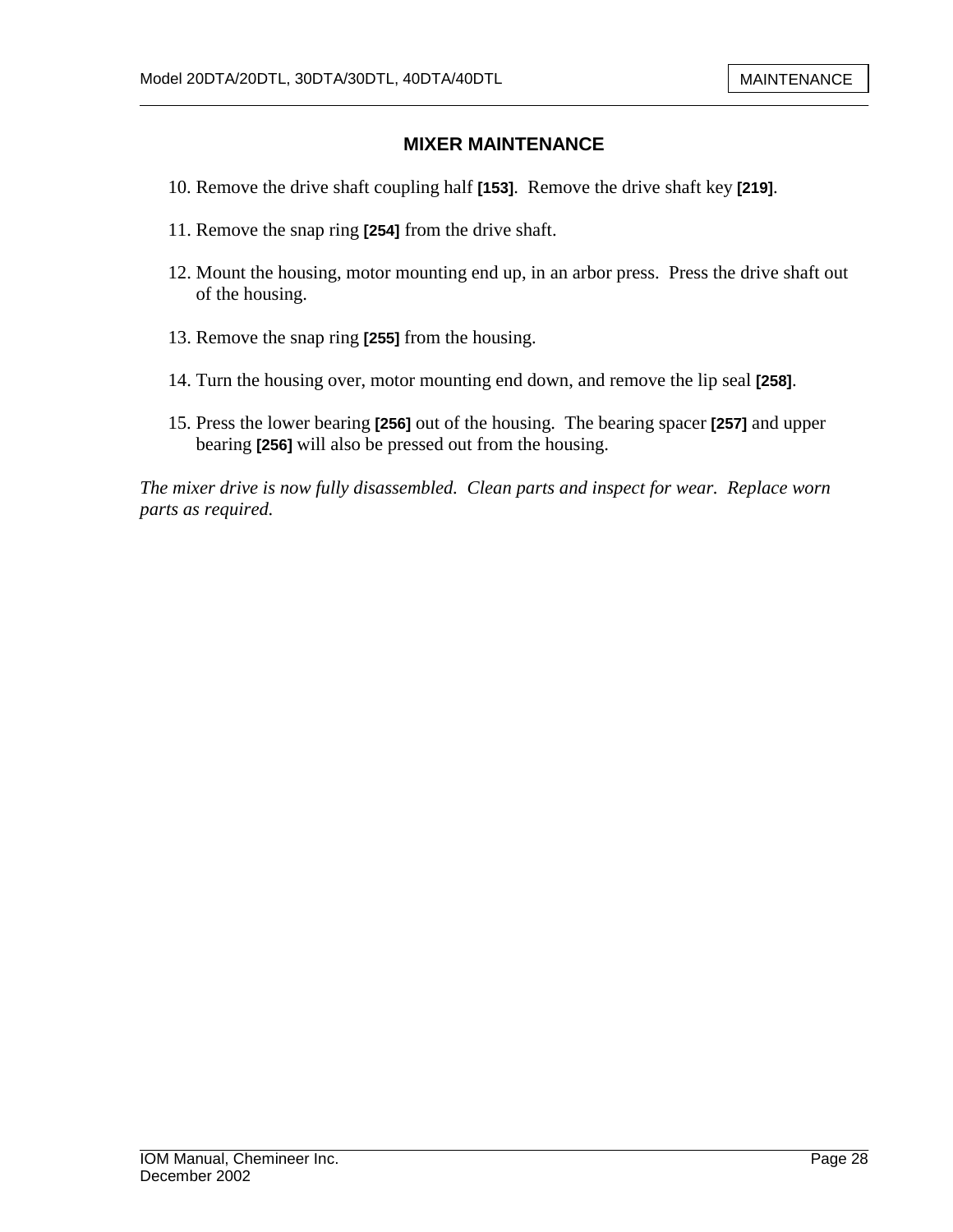## MIXER MAINTENANCE

10. Remove the drive shaft coupling half **[153]**. Remove the drive shaft key **[219]**.
11. Remove the snap ring **[254]** from the drive shaft.
12. Mount the housing, motor mounting end up, in an arbor press. Press the drive shaft out of the housing.
13. Remove the snap ring **[255]** from the housing.
14. Turn the housing over, motor mounting end down, and remove the lip seal **[258]**.
15. Press the lower bearing **[256]** out of the housing. The bearing spacer **[257]** and upper bearing **[256]** will also be pressed out from the housing.

*The mixer drive is now fully disassembled. Clean parts and inspect for wear. Replace worn parts as required.*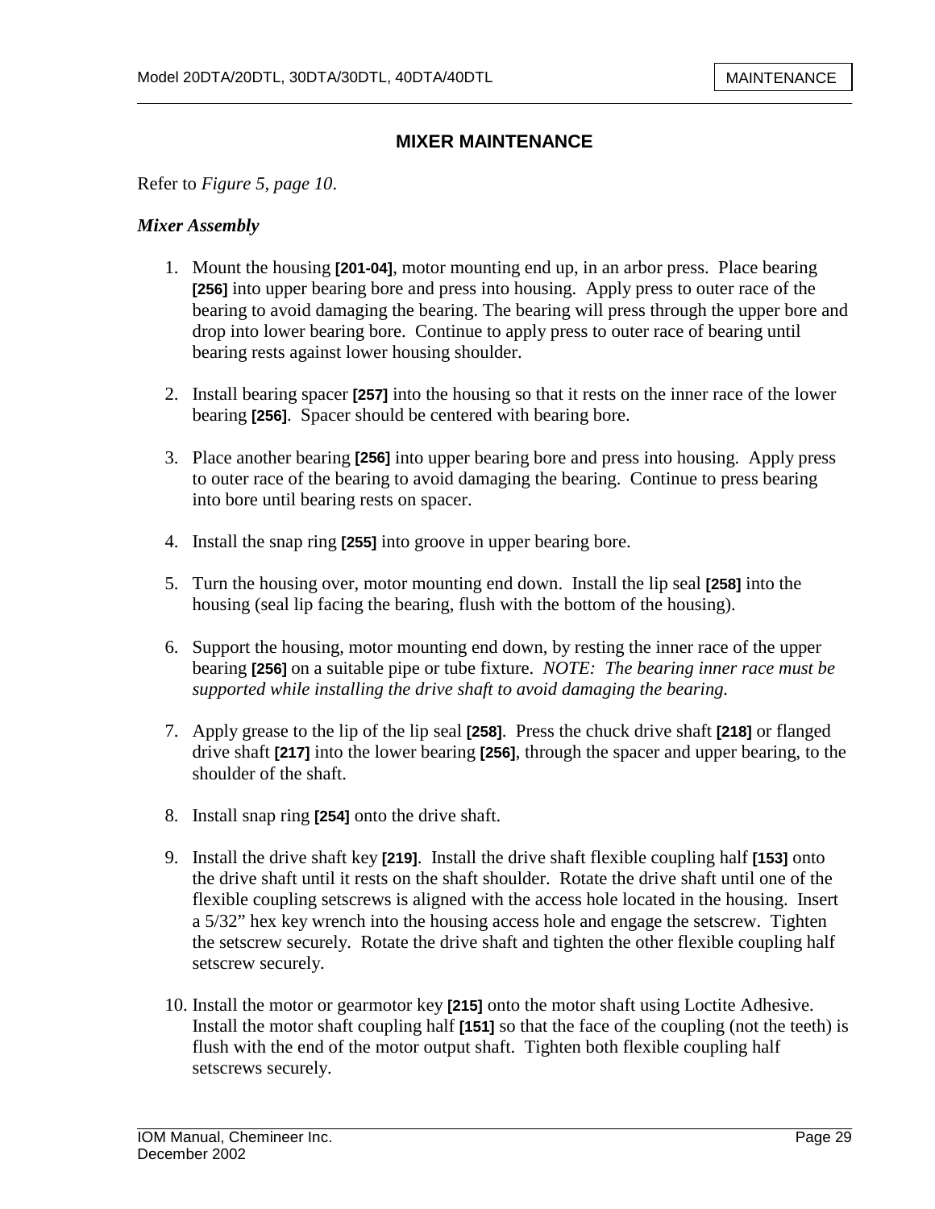## MIXER MAINTENANCE

Refer to *Figure 5, page 10*.

### *Mixer Assembly*

1. Mount the housing **[201-04]**, motor mounting end up, in an arbor press. Place bearing **[256]** into upper bearing bore and press into housing. Apply press to outer race of the bearing to avoid damaging the bearing. The bearing will press through the upper bore and drop into lower bearing bore. Continue to apply press to outer race of bearing until bearing rests against lower housing shoulder.

2. Install bearing spacer **[257]** into the housing so that it rests on the inner race of the lower bearing **[256]**. Spacer should be centered with bearing bore.

3. Place another bearing **[256]** into upper bearing bore and press into housing. Apply press to outer race of the bearing to avoid damaging the bearing. Continue to press bearing into bore until bearing rests on spacer.

4. Install the snap ring **[255]** into groove in upper bearing bore.

5. Turn the housing over, motor mounting end down. Install the lip seal **[258]** into the housing (seal lip facing the bearing, flush with the bottom of the housing).

6. Support the housing, motor mounting end down, by resting the inner race of the upper bearing **[256]** on a suitable pipe or tube fixture. *NOTE: The bearing inner race must be supported while installing the drive shaft to avoid damaging the bearing.*

7. Apply grease to the lip of the lip seal **[258]**. Press the chuck drive shaft **[218]** or flanged drive shaft **[217]** into the lower bearing **[256]**, through the spacer and upper bearing, to the shoulder of the shaft.

8. Install snap ring **[254]** onto the drive shaft.

9. Install the drive shaft key **[219]**. Install the drive shaft flexible coupling half **[153]** onto the drive shaft until it rests on the shaft shoulder. Rotate the drive shaft until one of the flexible coupling setscrews is aligned with the access hole located in the housing. Insert a 5/32" hex key wrench into the housing access hole and engage the setscrew. Tighten the setscrew securely. Rotate the drive shaft and tighten the other flexible coupling half setscrew securely.

10. Install the motor or gearmotor key **[215]** onto the motor shaft using Loctite Adhesive. Install the motor shaft coupling half **[151]** so that the face of the coupling (not the teeth) is flush with the end of the motor output shaft. Tighten both flexible coupling half setscrews securely.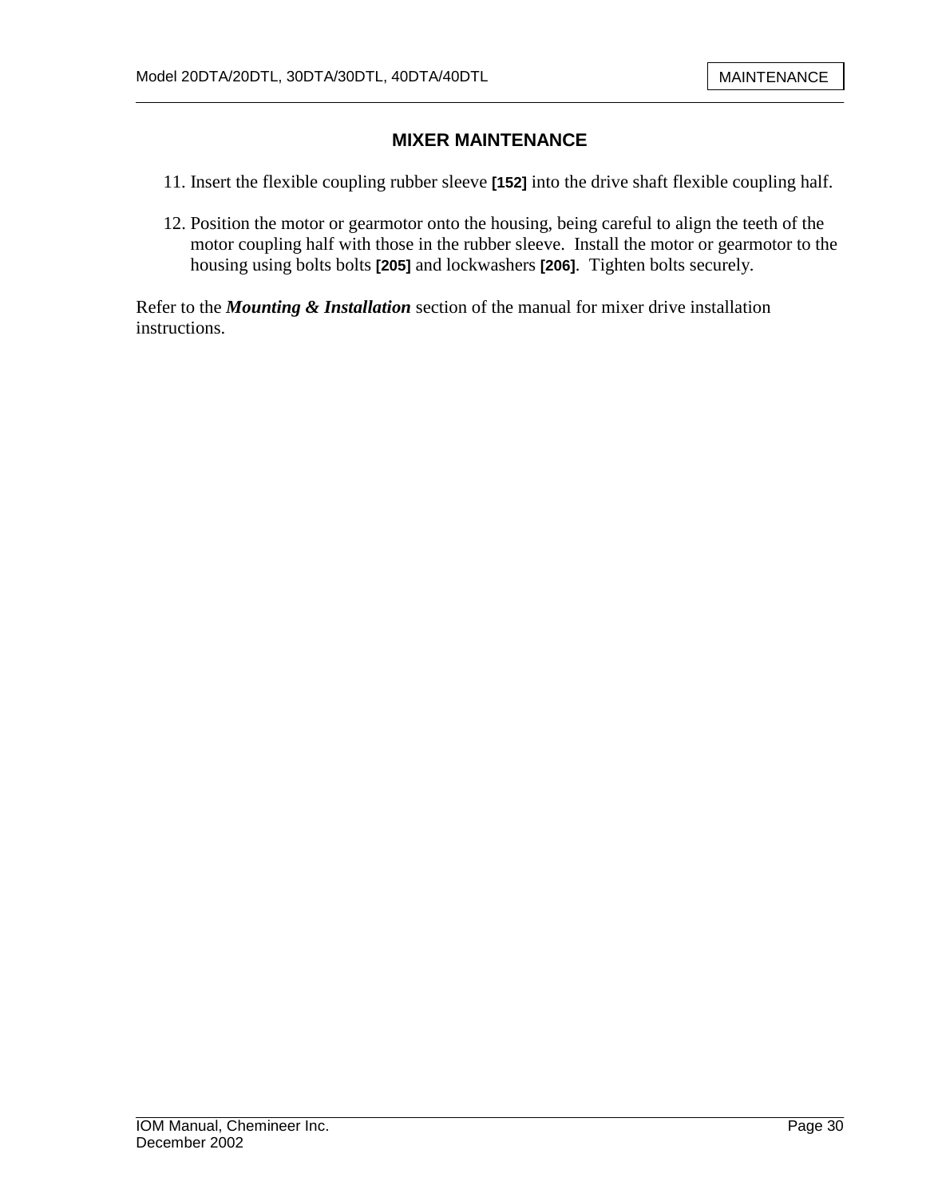## MIXER MAINTENANCE

11. Insert the flexible coupling rubber sleeve **[152]** into the drive shaft flexible coupling half.

12. Position the motor or gearmotor onto the housing, being careful to align the teeth of the motor coupling half with those in the rubber sleeve. Install the motor or gearmotor to the housing using bolts bolts **[205]** and lockwashers **[206]**. Tighten bolts securely.

Refer to the ***Mounting & Installation*** section of the manual for mixer drive installation instructions.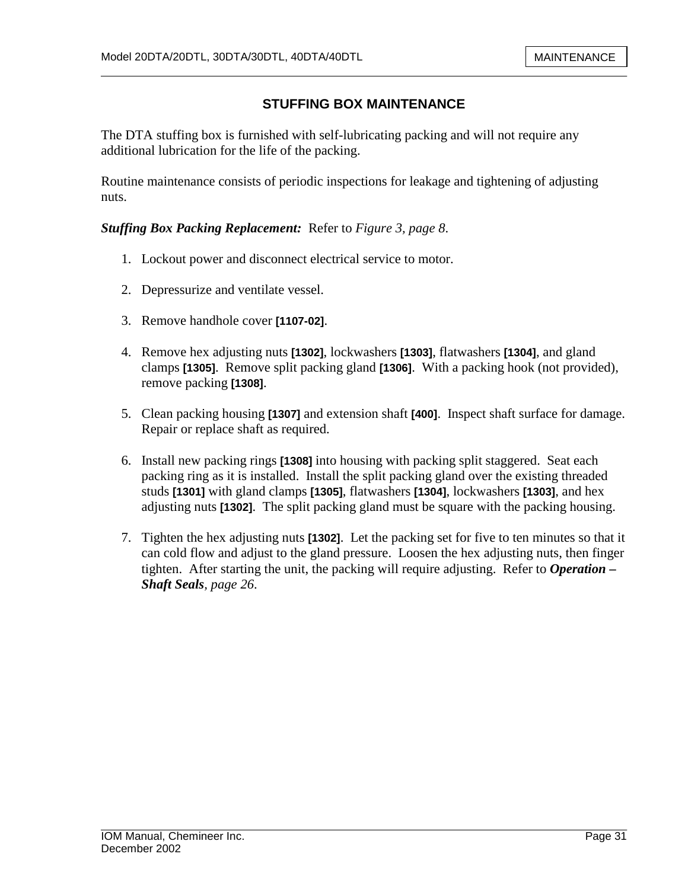## STUFFING BOX MAINTENANCE

The DTA stuffing box is furnished with self-lubricating packing and will not require any additional lubrication for the life of the packing.

Routine maintenance consists of periodic inspections for leakage and tightening of adjusting nuts.

***Stuffing Box Packing Replacement:*** Refer to *Figure 3, page 8*.

1. Lockout power and disconnect electrical service to motor.
2. Depressurize and ventilate vessel.
3. Remove handhole cover **[1107-02]**.
4. Remove hex adjusting nuts **[1302]**, lockwashers **[1303]**, flatwashers **[1304]**, and gland clamps **[1305]**. Remove split packing gland **[1306]**. With a packing hook (not provided), remove packing **[1308]**.
5. Clean packing housing **[1307]** and extension shaft **[400]**. Inspect shaft surface for damage. Repair or replace shaft as required.
6. Install new packing rings **[1308]** into housing with packing split staggered. Seat each packing ring as it is installed. Install the split packing gland over the existing threaded studs **[1301]** with gland clamps **[1305]**, flatwashers **[1304]**, lockwashers **[1303]**, and hex adjusting nuts **[1302]**. The split packing gland must be square with the packing housing.
7. Tighten the hex adjusting nuts **[1302]**. Let the packing set for five to ten minutes so that it can cold flow and adjust to the gland pressure. Loosen the hex adjusting nuts, then finger tighten. After starting the unit, the packing will require adjusting. Refer to ***Operation – Shaft Seals***, *page 26*.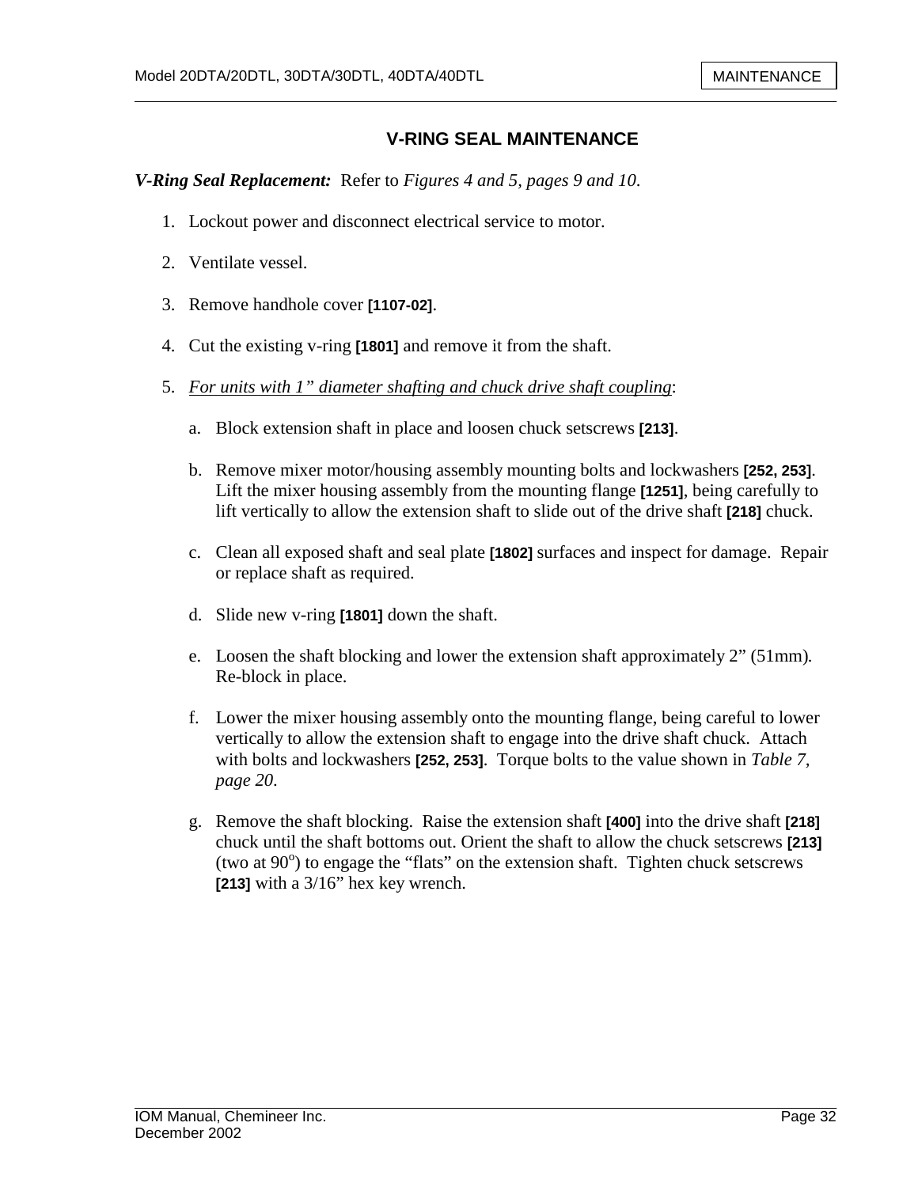## V-RING SEAL MAINTENANCE

***V-Ring Seal Replacement:*** Refer to *Figures 4 and 5, pages 9 and 10*.

1. Lockout power and disconnect electrical service to motor.
2. Ventilate vessel.
3. Remove handhole cover **[1107-02]**.
4. Cut the existing v-ring **[1801]** and remove it from the shaft.
5. <u>*For units with 1" diameter shafting and chuck drive shaft coupling*</u>:
   a. Block extension shaft in place and loosen chuck setscrews **[213]**.
   b. Remove mixer motor/housing assembly mounting bolts and lockwashers **[252, 253]**. Lift the mixer housing assembly from the mounting flange **[1251]**, being carefully to lift vertically to allow the extension shaft to slide out of the drive shaft **[218]** chuck.
   c. Clean all exposed shaft and seal plate **[1802]** surfaces and inspect for damage. Repair or replace shaft as required.
   d. Slide new v-ring **[1801]** down the shaft.
   e. Loosen the shaft blocking and lower the extension shaft approximately 2" (51mm). Re-block in place.
   f. Lower the mixer housing assembly onto the mounting flange, being careful to lower vertically to allow the extension shaft to engage into the drive shaft chuck. Attach with bolts and lockwashers **[252, 253]**. Torque bolts to the value shown in *Table 7, page 20*.
   g. Remove the shaft blocking. Raise the extension shaft **[400]** into the drive shaft **[218]** chuck until the shaft bottoms out. Orient the shaft to allow the chuck setscrews **[213]** (two at 90°) to engage the "flats" on the extension shaft. Tighten chuck setscrews **[213]** with a 3/16" hex key wrench.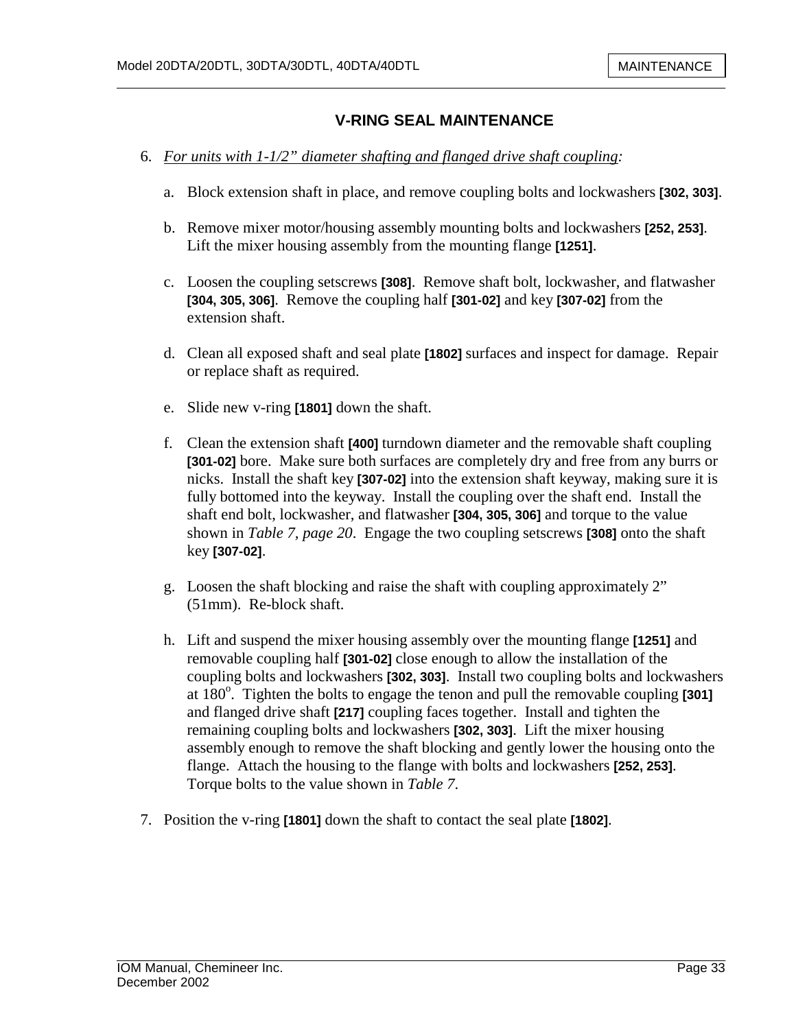## V-RING SEAL MAINTENANCE

6. *For units with 1-1/2" diameter shafting and flanged drive shaft coupling:*

   a. Block extension shaft in place, and remove coupling bolts and lockwashers **[302, 303]**.

   b. Remove mixer motor/housing assembly mounting bolts and lockwashers **[252, 253]**. Lift the mixer housing assembly from the mounting flange **[1251]**.

   c. Loosen the coupling setscrews **[308]**. Remove shaft bolt, lockwasher, and flatwasher **[304, 305, 306]**. Remove the coupling half **[301-02]** and key **[307-02]** from the extension shaft.

   d. Clean all exposed shaft and seal plate **[1802]** surfaces and inspect for damage. Repair or replace shaft as required.

   e. Slide new v-ring **[1801]** down the shaft.

   f. Clean the extension shaft **[400]** turndown diameter and the removable shaft coupling **[301-02]** bore. Make sure both surfaces are completely dry and free from any burrs or nicks. Install the shaft key **[307-02]** into the extension shaft keyway, making sure it is fully bottomed into the keyway. Install the coupling over the shaft end. Install the shaft end bolt, lockwasher, and flatwasher **[304, 305, 306]** and torque to the value shown in *Table 7, page 20*. Engage the two coupling setscrews **[308]** onto the shaft key **[307-02]**.

   g. Loosen the shaft blocking and raise the shaft with coupling approximately 2" (51mm). Re-block shaft.

   h. Lift and suspend the mixer housing assembly over the mounting flange **[1251]** and removable coupling half **[301-02]** close enough to allow the installation of the coupling bolts and lockwashers **[302, 303]**. Install two coupling bolts and lockwashers at 180°. Tighten the bolts to engage the tenon and pull the removable coupling **[301]** and flanged drive shaft **[217]** coupling faces together. Install and tighten the remaining coupling bolts and lockwashers **[302, 303]**. Lift the mixer housing assembly enough to remove the shaft blocking and gently lower the housing onto the flange. Attach the housing to the flange with bolts and lockwashers **[252, 253]**. Torque bolts to the value shown in *Table 7*.

7. Position the v-ring **[1801]** down the shaft to contact the seal plate **[1802]**.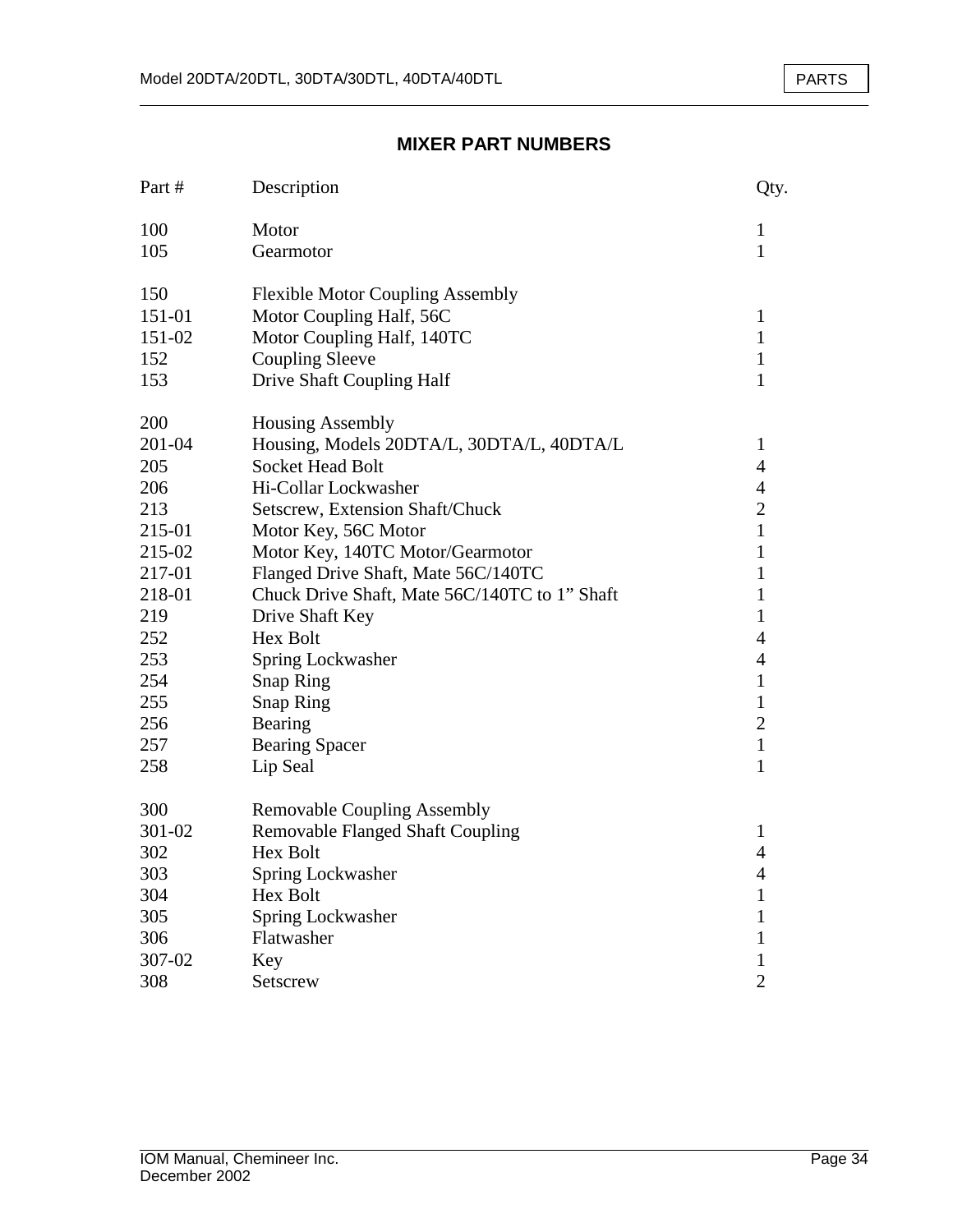## MIXER PART NUMBERS

| Part # | Description | Qty. |
|---|---|---|
| 100 | Motor | 1 |
| 105 | Gearmotor | 1 |
| | | |
| 150 | Flexible Motor Coupling Assembly | |
| 151-01 | Motor Coupling Half, 56C | 1 |
| 151-02 | Motor Coupling Half, 140TC | 1 |
| 152 | Coupling Sleeve | 1 |
| 153 | Drive Shaft Coupling Half | 1 |
| | | |
| 200 | Housing Assembly | |
| 201-04 | Housing, Models 20DTA/L, 30DTA/L, 40DTA/L | 1 |
| 205 | Socket Head Bolt | 4 |
| 206 | Hi-Collar Lockwasher | 4 |
| 213 | Setscrew, Extension Shaft/Chuck | 2 |
| 215-01 | Motor Key, 56C Motor | 1 |
| 215-02 | Motor Key, 140TC Motor/Gearmotor | 1 |
| 217-01 | Flanged Drive Shaft, Mate 56C/140TC | 1 |
| 218-01 | Chuck Drive Shaft, Mate 56C/140TC to 1" Shaft | 1 |
| 219 | Drive Shaft Key | 1 |
| 252 | Hex Bolt | 4 |
| 253 | Spring Lockwasher | 4 |
| 254 | Snap Ring | 1 |
| 255 | Snap Ring | 1 |
| 256 | Bearing | 2 |
| 257 | Bearing Spacer | 1 |
| 258 | Lip Seal | 1 |
| | | |
| 300 | Removable Coupling Assembly | |
| 301-02 | Removable Flanged Shaft Coupling | 1 |
| 302 | Hex Bolt | 4 |
| 303 | Spring Lockwasher | 4 |
| 304 | Hex Bolt | 1 |
| 305 | Spring Lockwasher | 1 |
| 306 | Flatwasher | 1 |
| 307-02 | Key | 1 |
| 308 | Setscrew | 2 |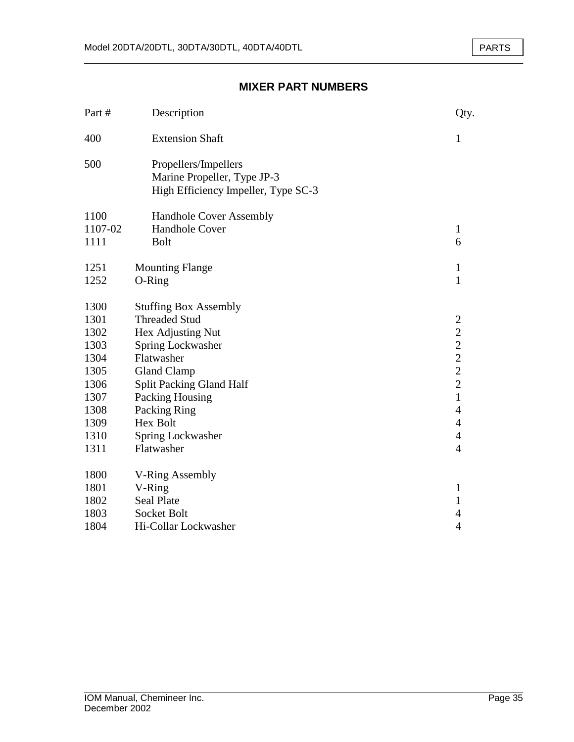## MIXER PART NUMBERS

| Part # | Description | Qty. |
|---|---|---|
| 400 | Extension Shaft | 1 |
| 500 | Propellers/Impellers | |
| | Marine Propeller, Type JP-3 | |
| | High Efficiency Impeller, Type SC-3 | |
| 1100 | Handhole Cover Assembly | |
| 1107-02 | Handhole Cover | 1 |
| 1111 | Bolt | 6 |
| 1251 | Mounting Flange | 1 |
| 1252 | O-Ring | 1 |
| 1300 | Stuffing Box Assembly | |
| 1301 | Threaded Stud | 2 |
| 1302 | Hex Adjusting Nut | 2 |
| 1303 | Spring Lockwasher | 2 |
| 1304 | Flatwasher | 2 |
| 1305 | Gland Clamp | 2 |
| 1306 | Split Packing Gland Half | 2 |
| 1307 | Packing Housing | 1 |
| 1308 | Packing Ring | 4 |
| 1309 | Hex Bolt | 4 |
| 1310 | Spring Lockwasher | 4 |
| 1311 | Flatwasher | 4 |
| 1800 | V-Ring Assembly | |
| 1801 | V-Ring | 1 |
| 1802 | Seal Plate | 1 |
| 1803 | Socket Bolt | 4 |
| 1804 | Hi-Collar Lockwasher | 4 |